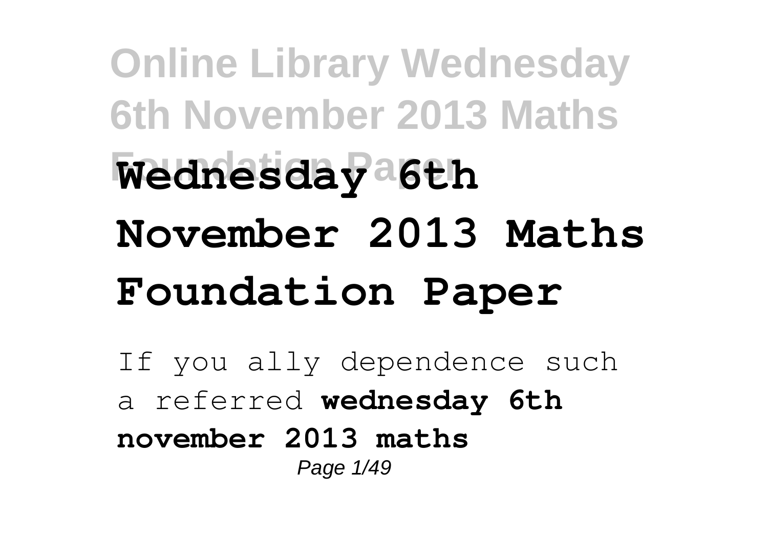# Wednesday 6th November 2013 Maths Foundation Paper

If you ally dependence such a referred **wednesday 6th november 2013 maths**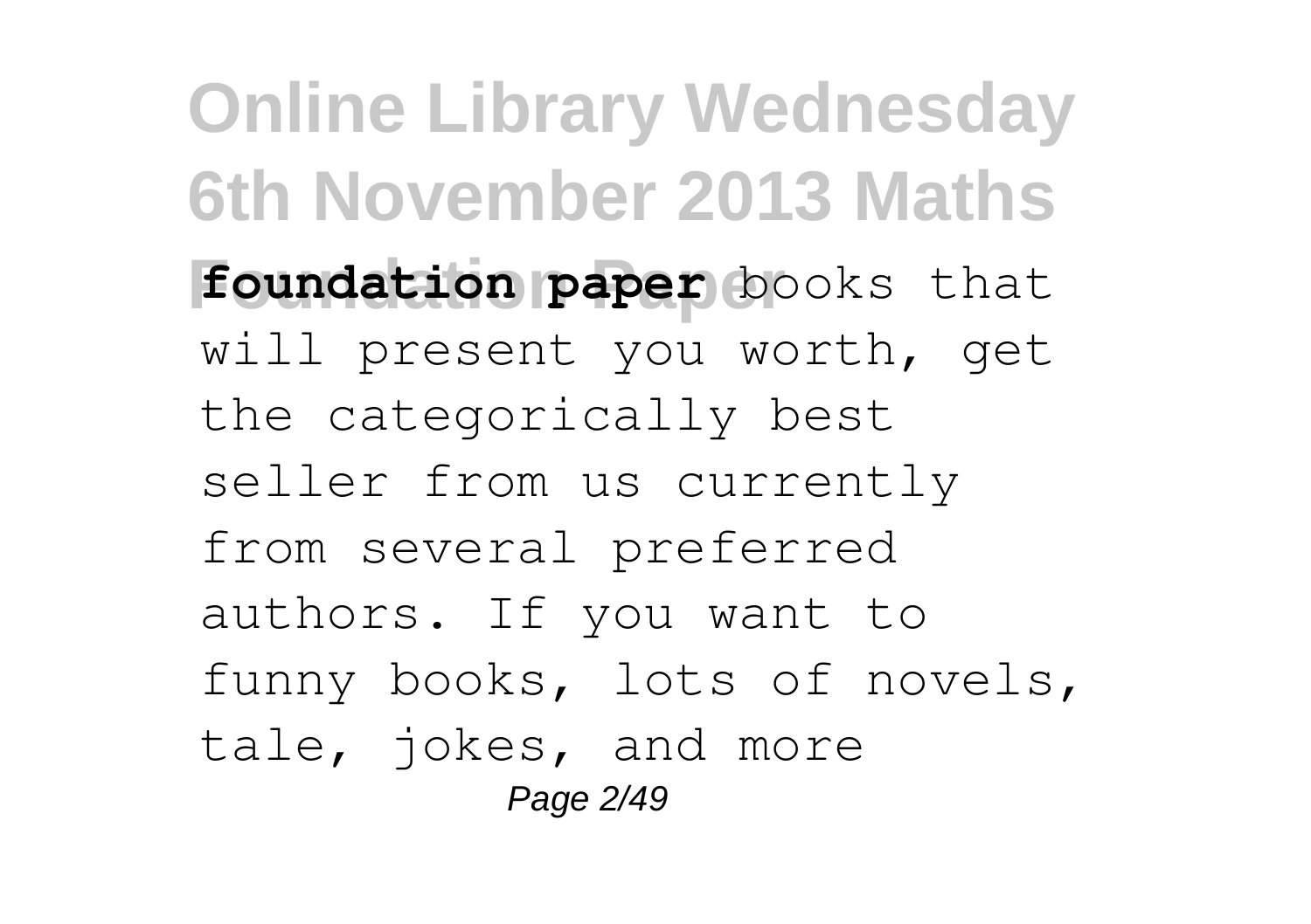**foundation paper** books that will present you worth, get the categorically best seller from us currently from several preferred authors. If you want to funny books, lots of novels, tale, jokes, and more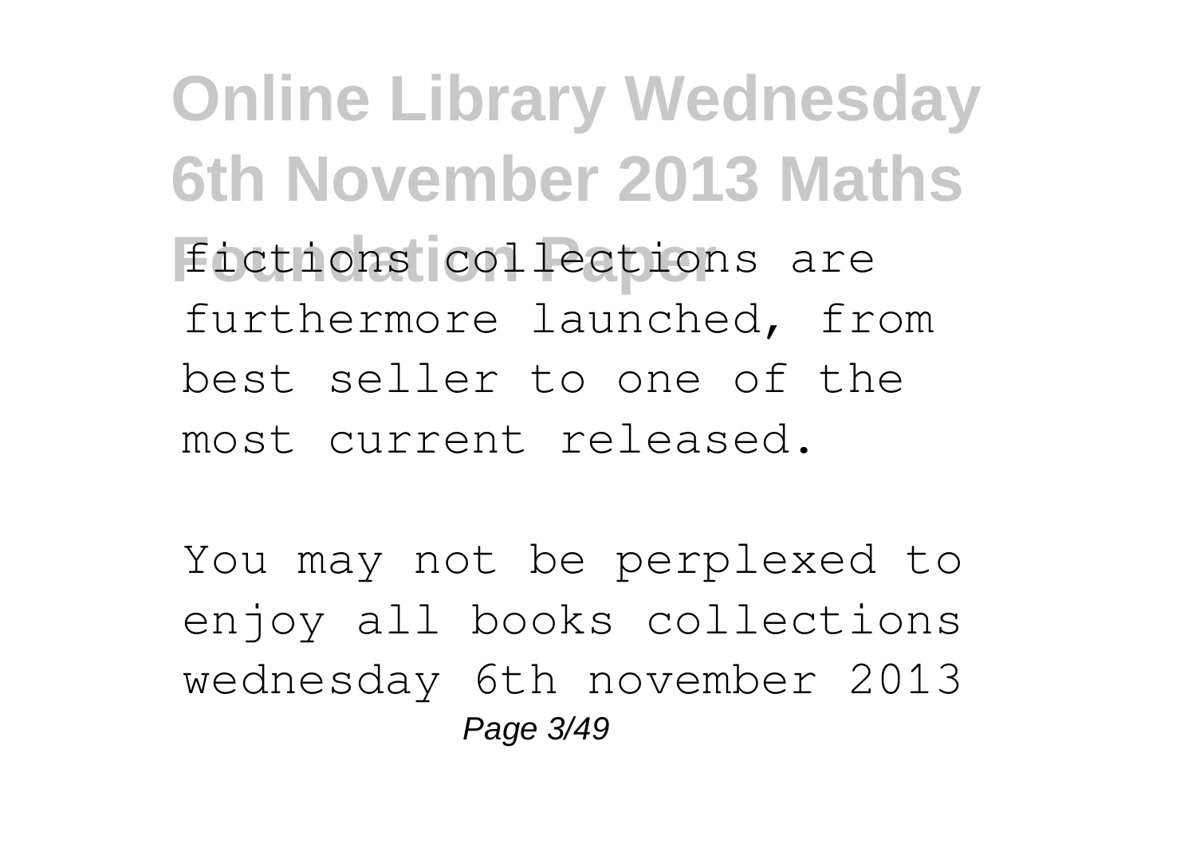fictions collections are furthermore launched, from best seller to one of the most current released.

You may not be perplexed to enjoy all books collections wednesday 6th november 2013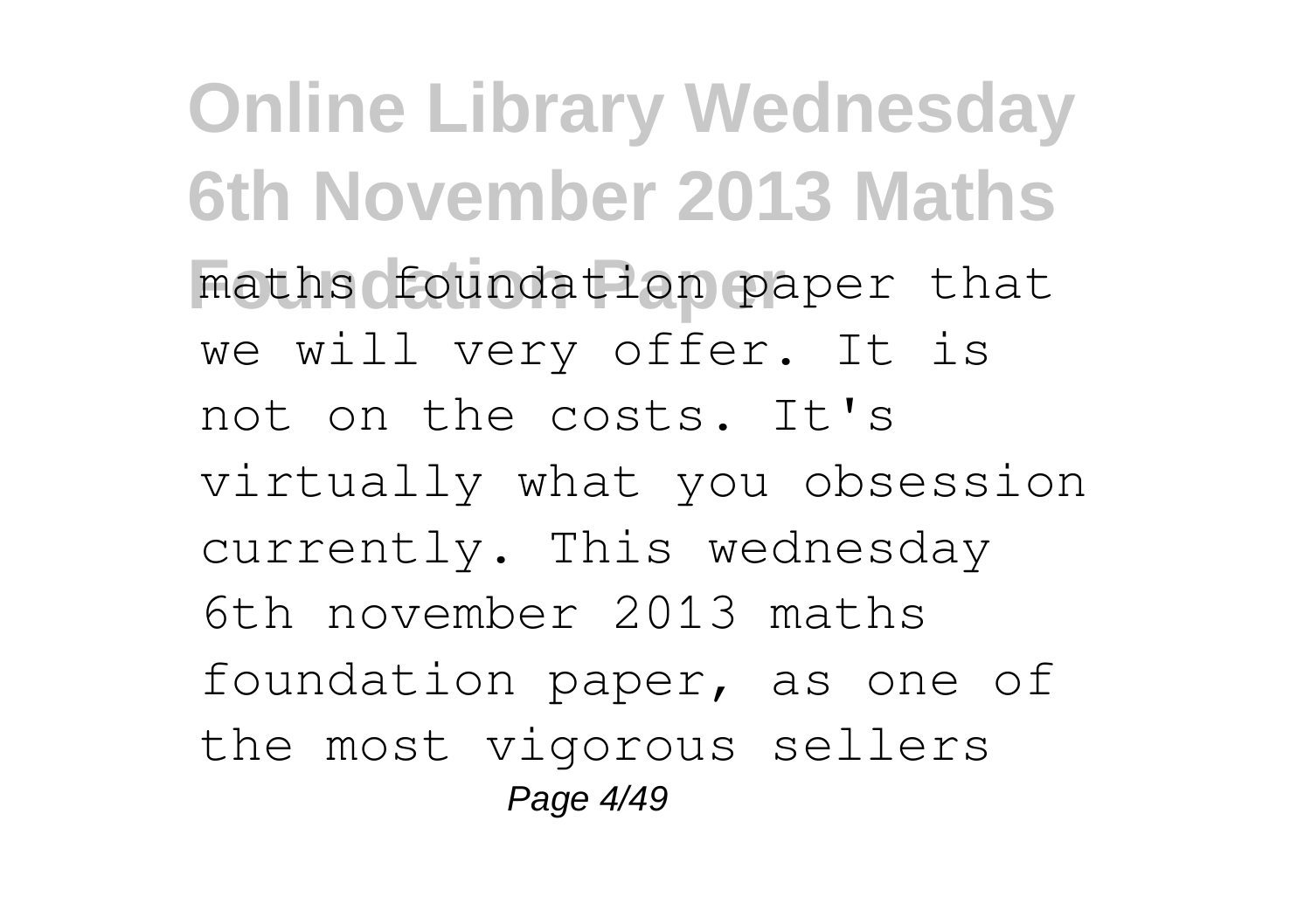maths foundation paper that we will very offer. It is not on the costs. It's virtually what you obsession currently. This wednesday 6th november 2013 maths foundation paper, as one of the most vigorous sellers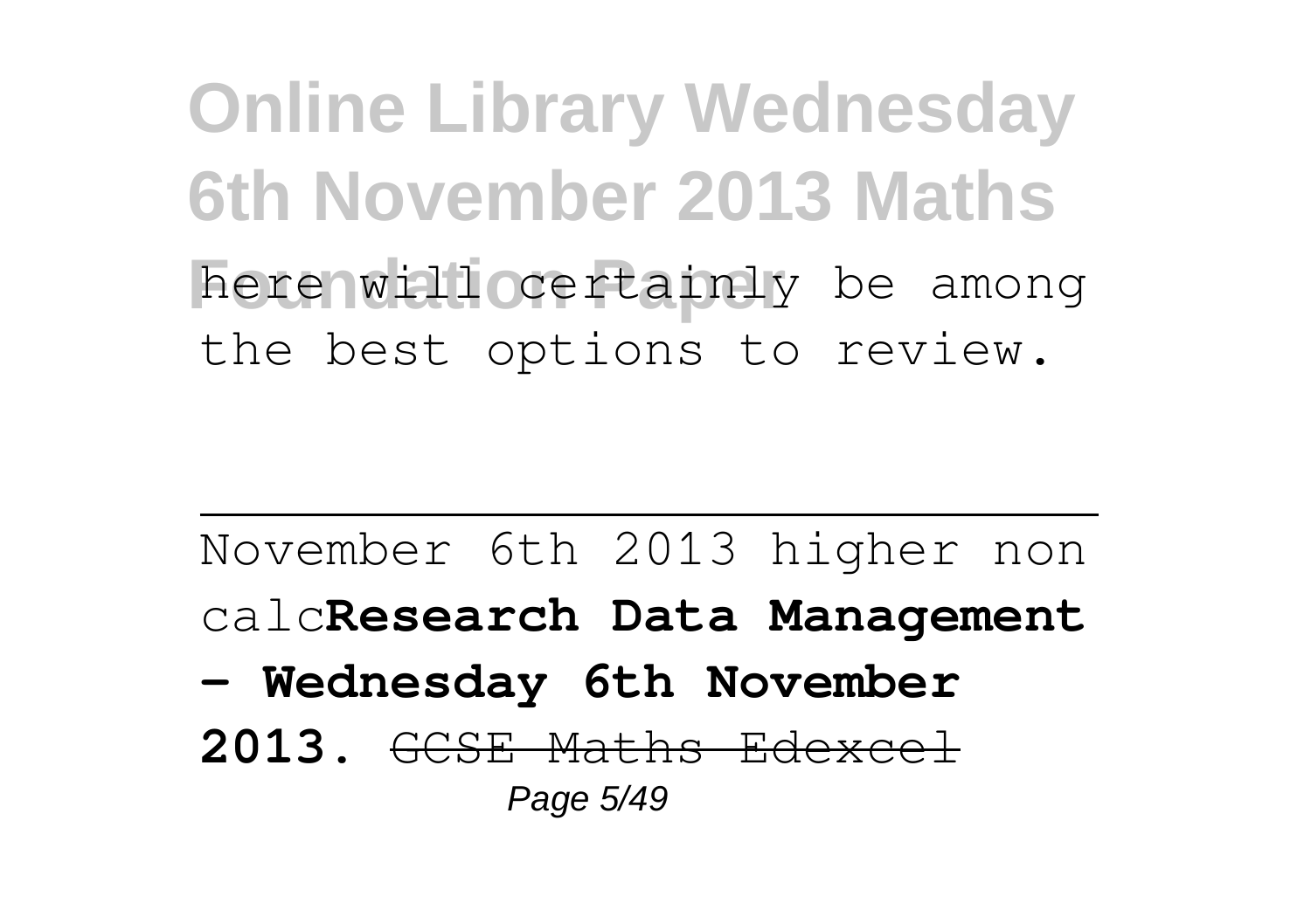here will certainly be among the best options to review.

---

November 6th 2013 higher non calc**Research Data Management - Wednesday 6th November 2013.** ~~GCSE Maths Edexcel~~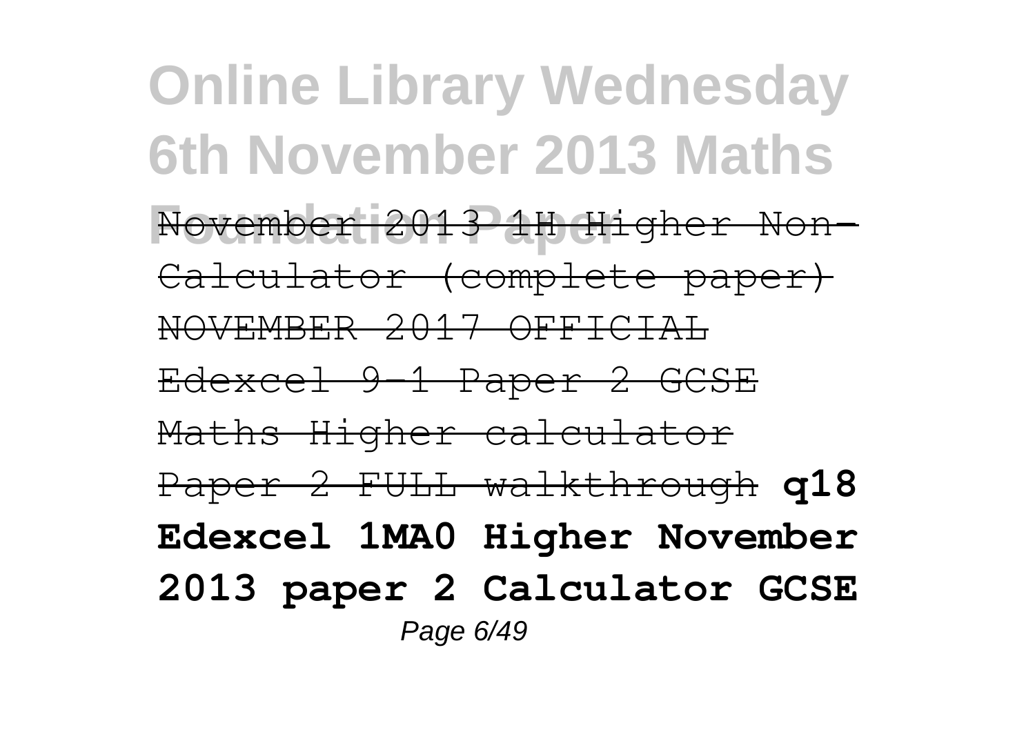November 2013 1H Higher Non-Calculator (complete paper) NOVEMBER 2017 OFFICIAL Edexcel 9-1 Paper 2 GCSE Maths Higher calculator Paper 2 FULL walkthrough **q18 Edexcel 1MA0 Higher November 2013 paper 2 Calculator GCSE**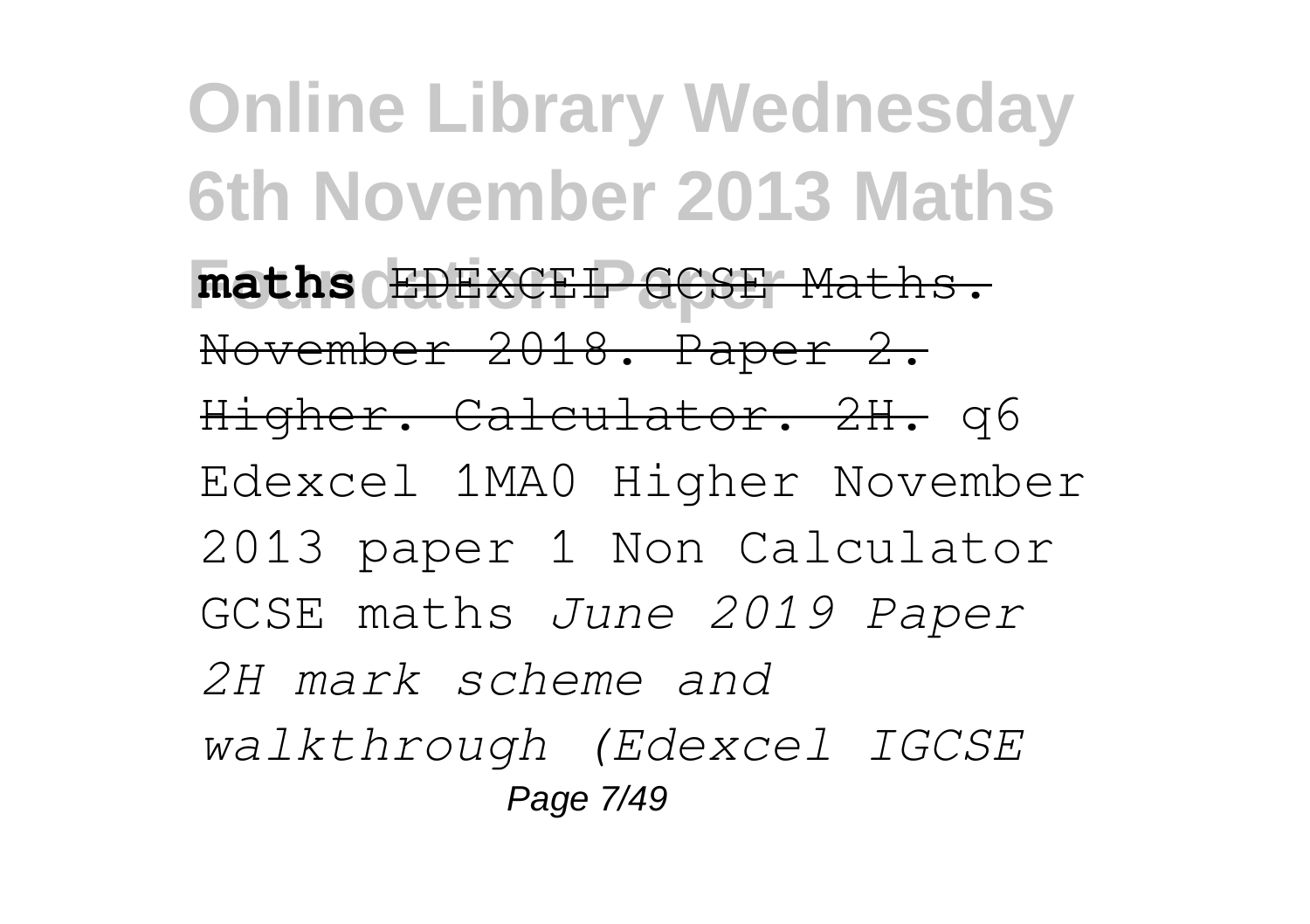**maths** ~~EDEXCEL GCSE Maths. November 2018. Paper 2. Higher. Calculator. 2H.~~ q6 Edexcel 1MA0 Higher November 2013 paper 1 Non Calculator GCSE maths *June 2019 Paper 2H mark scheme and walkthrough (Edexcel IGCSE*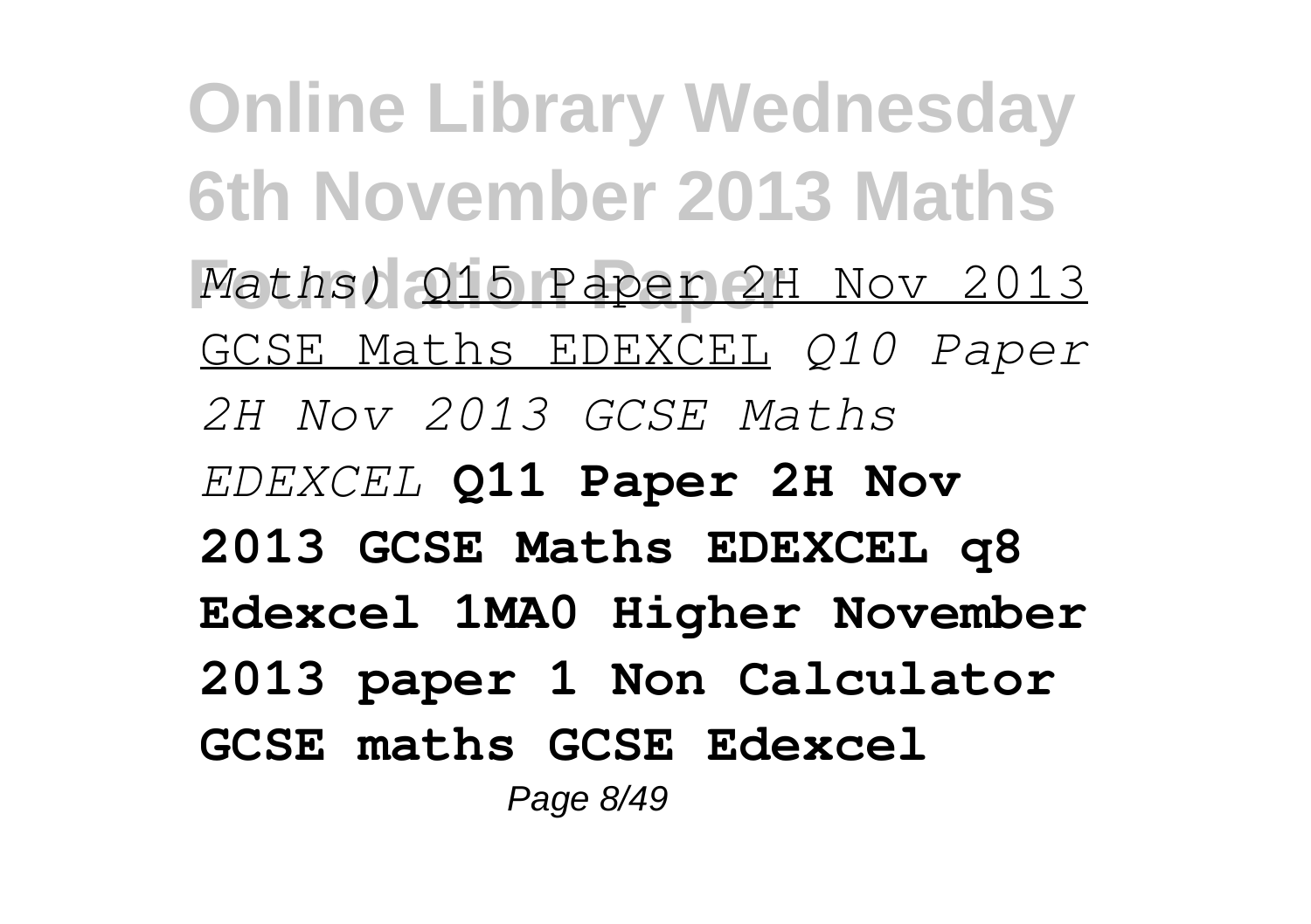*Maths)* Q15 Paper 2H Nov 2013 GCSE Maths EDEXCEL *Q10 Paper 2H Nov 2013 GCSE Maths EDEXCEL* **Q11 Paper 2H Nov 2013 GCSE Maths EDEXCEL q8 Edexcel 1MA0 Higher November 2013 paper 1 Non Calculator GCSE maths GCSE Edexcel**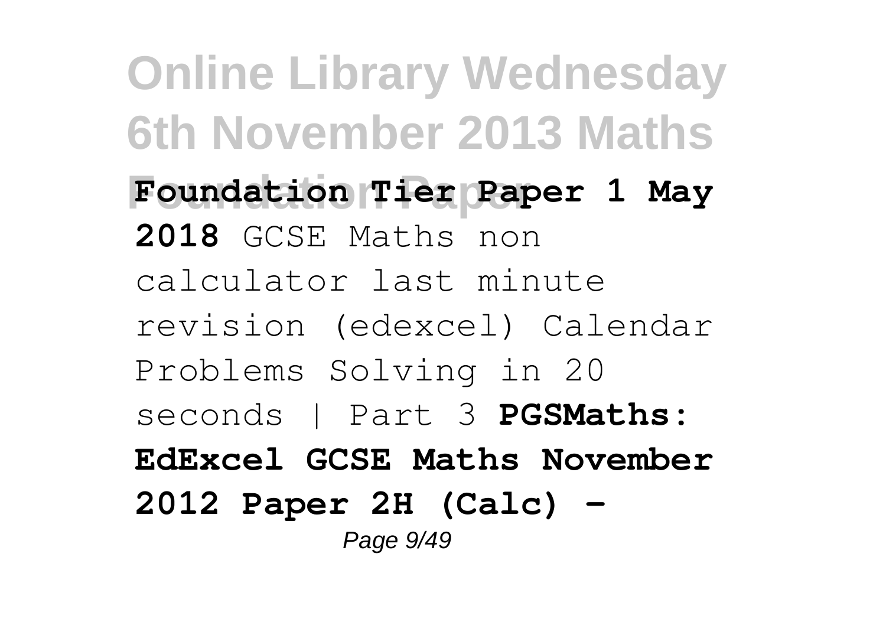**Foundation Tier Paper 1 May 2018** GCSE Maths non calculator last minute revision (edexcel) Calendar Problems Solving in 20 seconds | Part 3 **PGSMaths: EdExcel GCSE Maths November 2012 Paper 2H (Calc) -**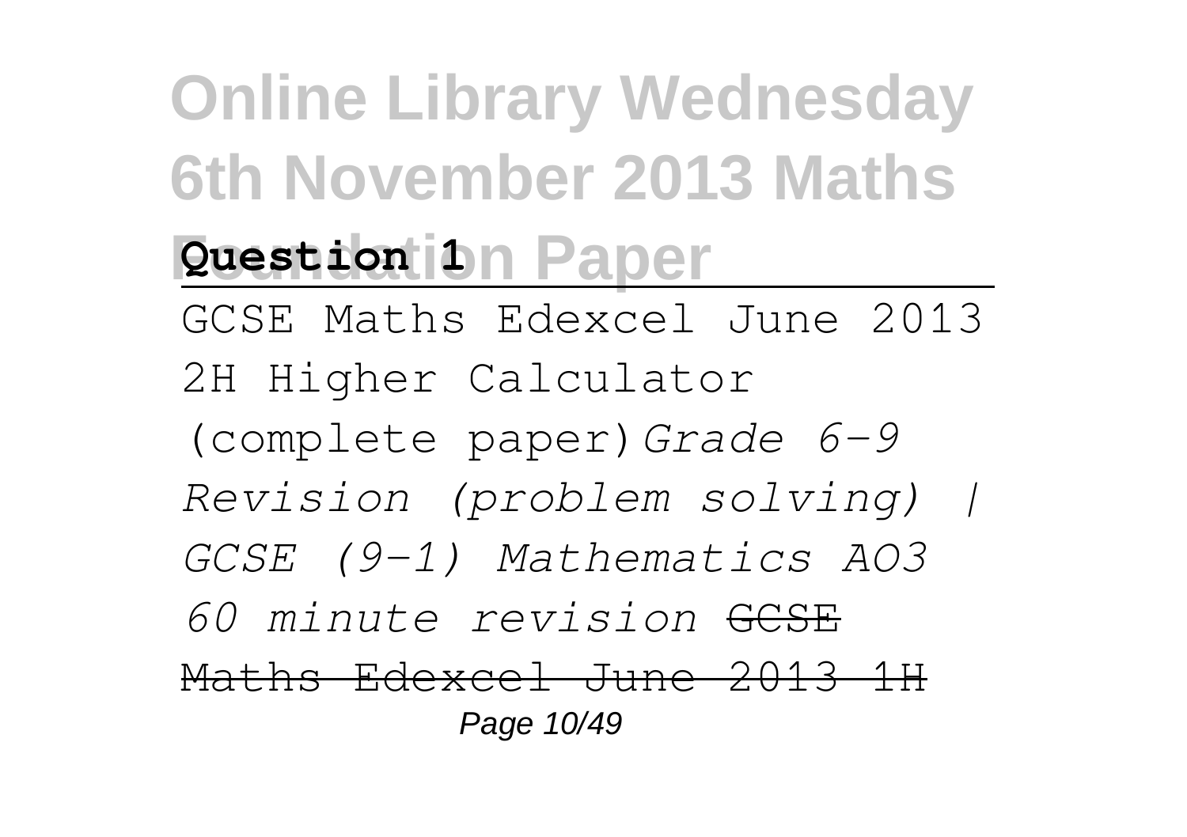**Question 1**

GCSE Maths Edexcel June 2013 2H Higher Calculator (complete paper)*Grade 6-9 Revision (problem solving) | GCSE (9-1) Mathematics AO3 60 minute revision* ~~GCSE Maths Edexcel June 2013 1H~~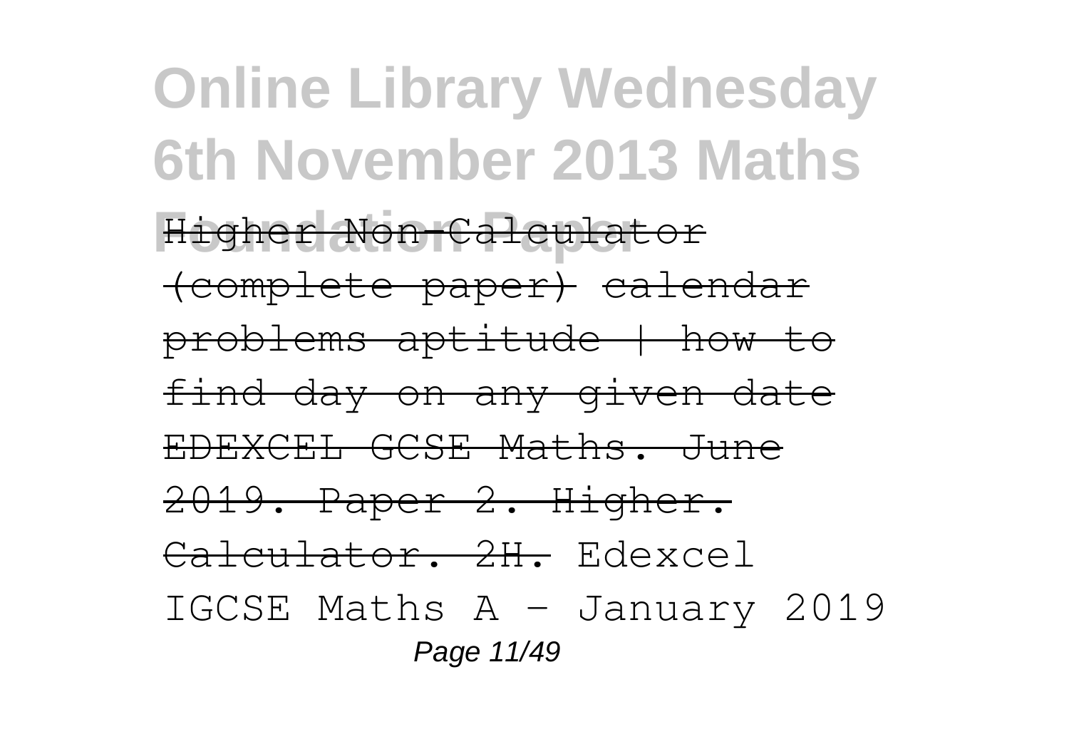Higher Non-Calculator (complete paper) calendar problems aptitude | how to find day on any given date EDEXCEL GCSE Maths. June 2019. Paper 2. Higher. Calculator. 2H. Edexcel IGCSE Maths A - January 2019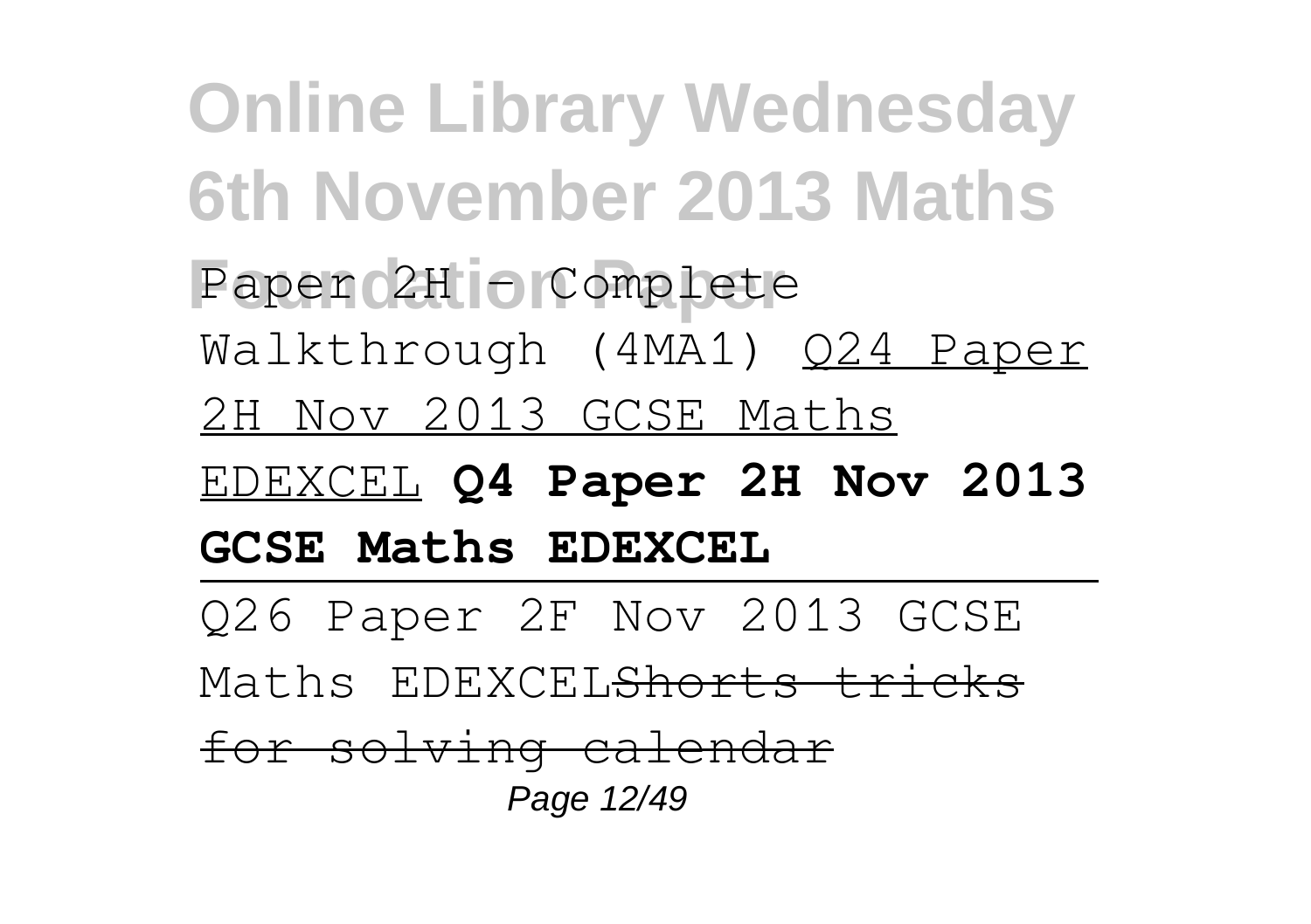Paper 2H - Complete Walkthrough (4MA1) Q24 Paper 2H Nov 2013 GCSE Maths EDEXCEL **Q4 Paper 2H Nov 2013 GCSE Maths EDEXCEL**

---

Q26 Paper 2F Nov 2013 GCSE Maths EDEXCEL~~Shorts tricks for solving calendar~~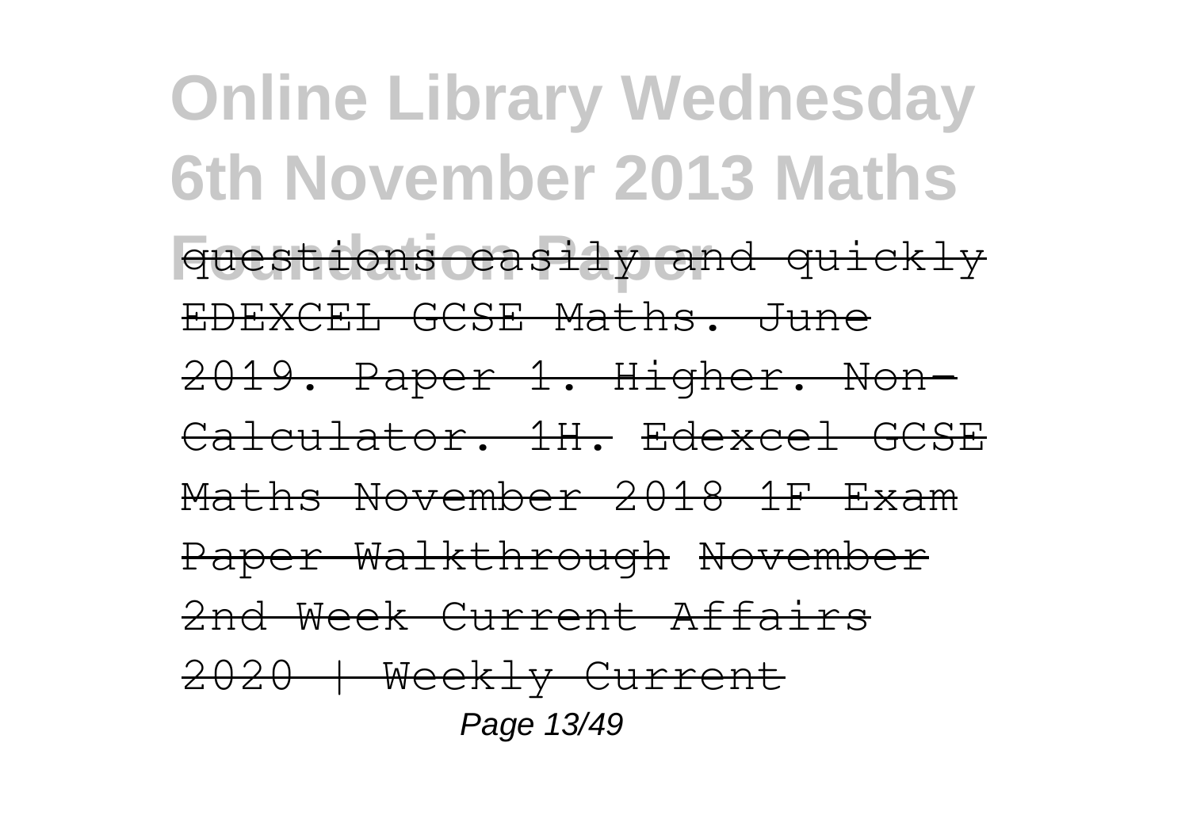questions easily and quickly EDEXCEL GCSE Maths. June 2019. Paper 1. Higher. Non-Calculator. 1H. Edexcel GCSE Maths November 2018 1F Exam Paper Walkthrough November 2nd Week Current Affairs 2020 | Weekly Current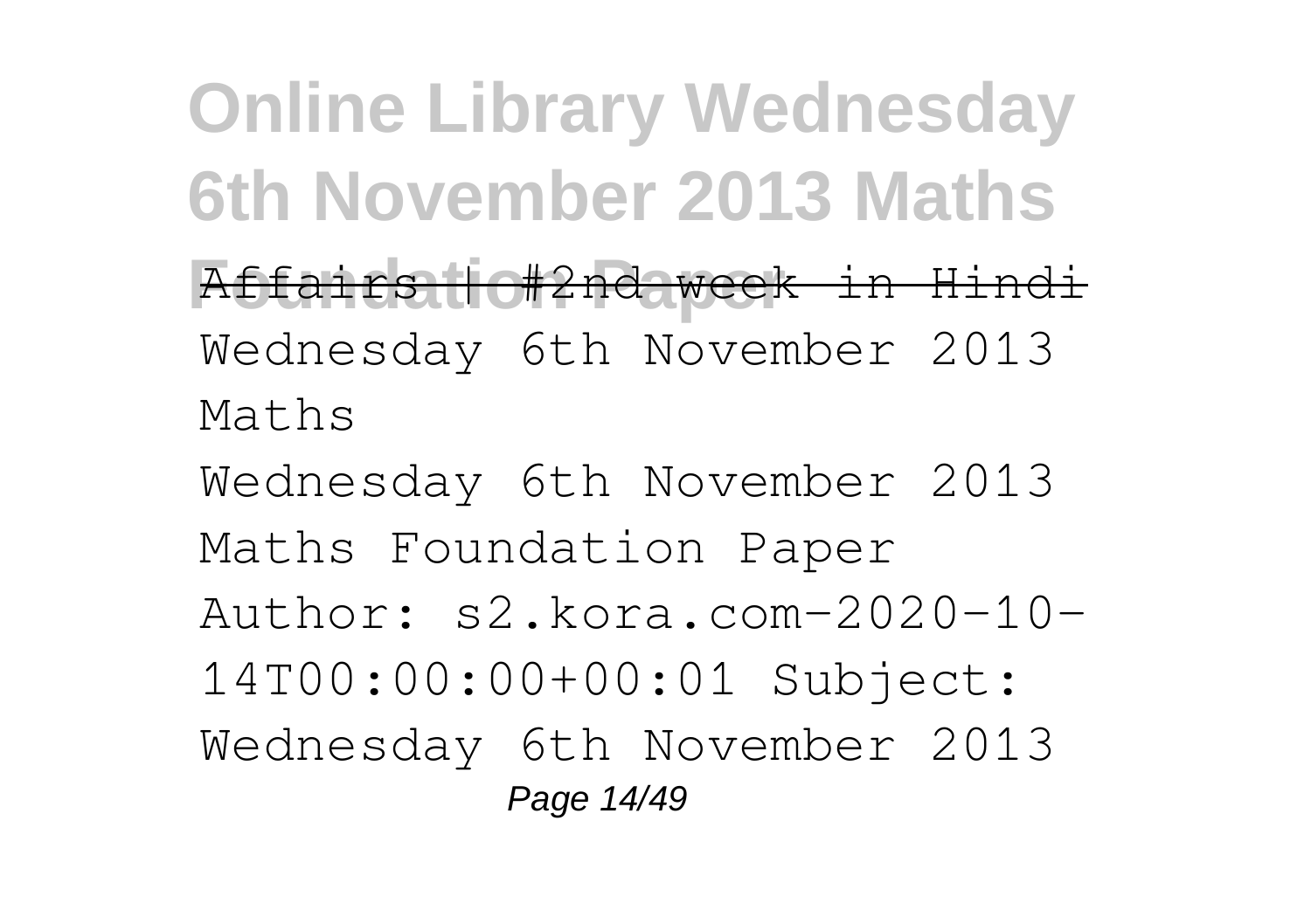~~Affairs | #2nd week in Hindi~~

Wednesday 6th November 2013 Maths

Wednesday 6th November 2013 Maths Foundation Paper Author: s2.kora.com-2020-10-14T00:00:00+00:01 Subject: Wednesday 6th November 2013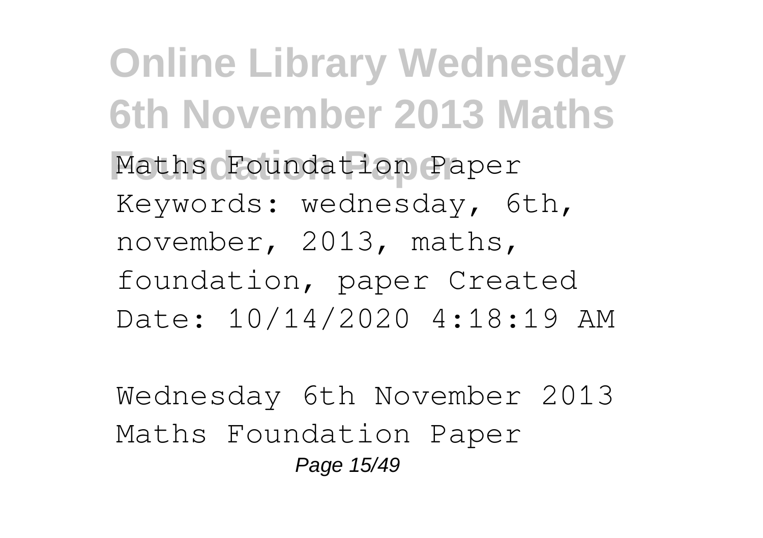Maths Foundation Paper Keywords: wednesday, 6th, november, 2013, maths, foundation, paper Created Date: 10/14/2020 4:18:19 AM

Wednesday 6th November 2013 Maths Foundation Paper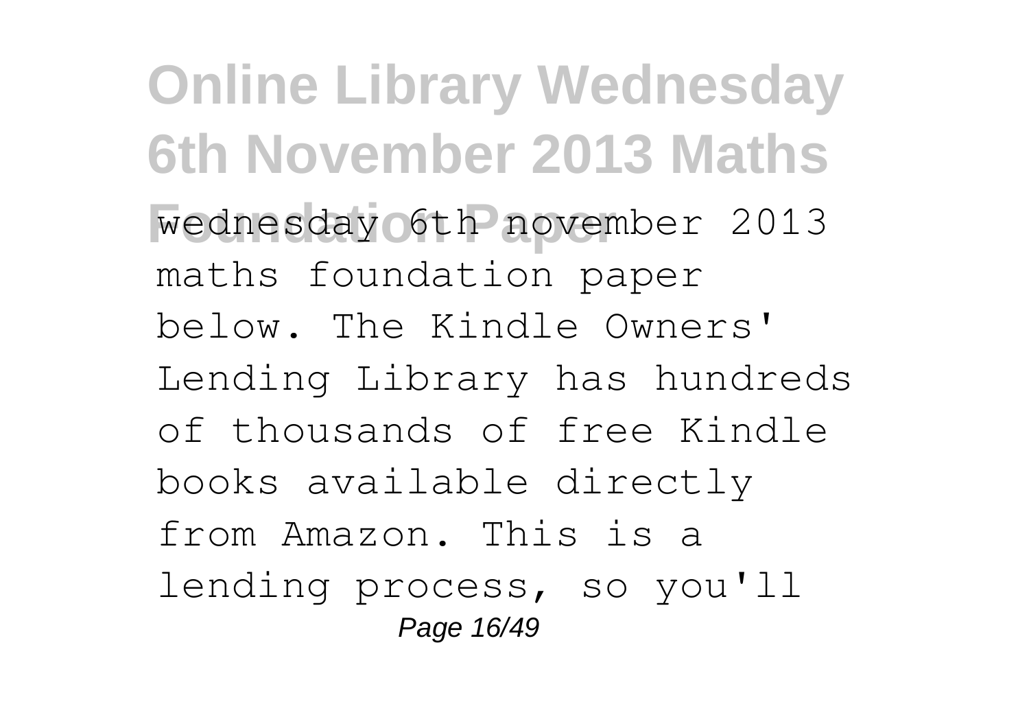wednesday 6th november 2013 maths foundation paper below. The Kindle Owners' Lending Library has hundreds of thousands of free Kindle books available directly from Amazon. This is a lending process, so you'll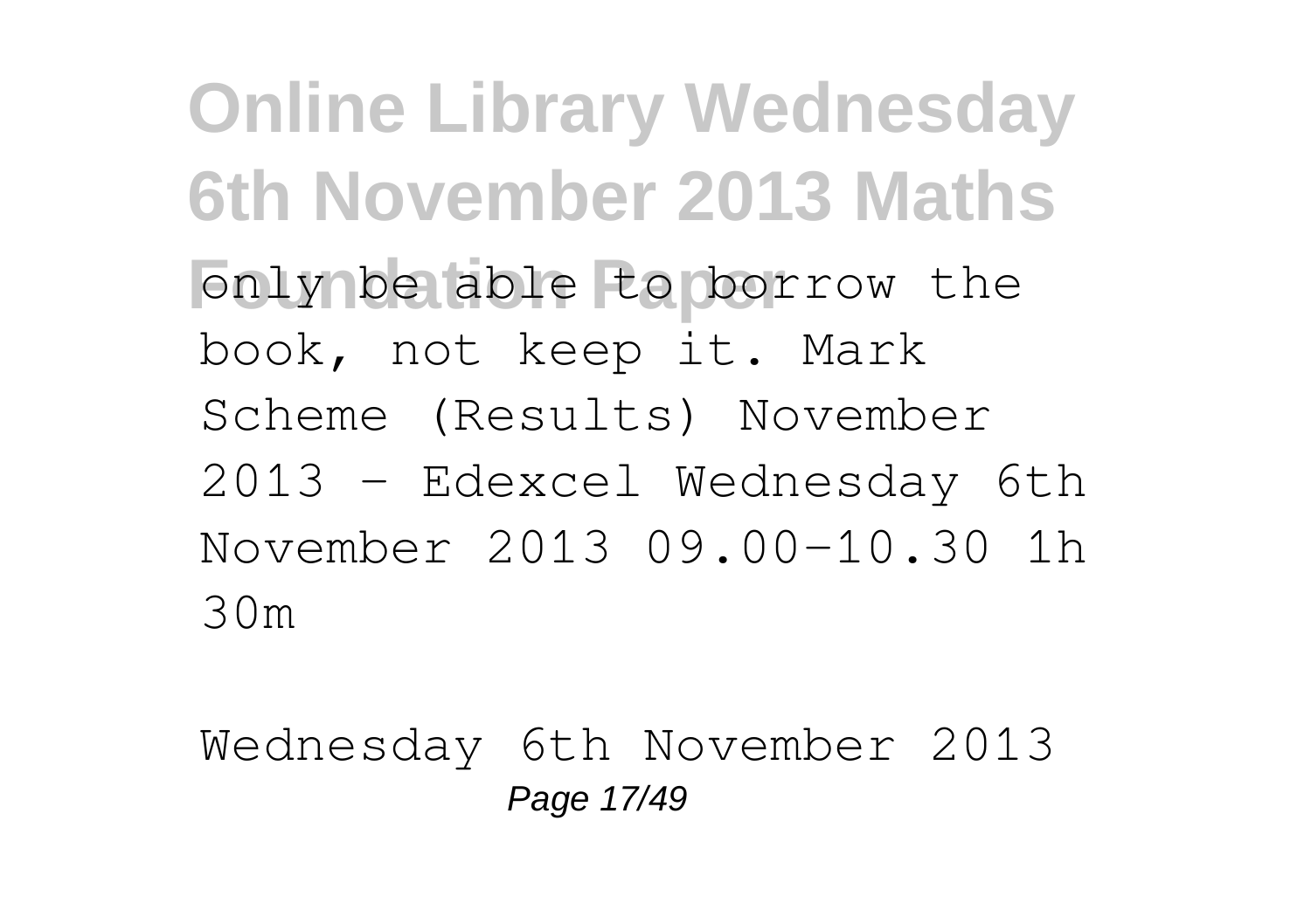only be able to borrow the book, not keep it. Mark Scheme (Results) November 2013 - Edexcel Wednesday 6th November 2013 09.00-10.30 1h 30m

Wednesday 6th November 2013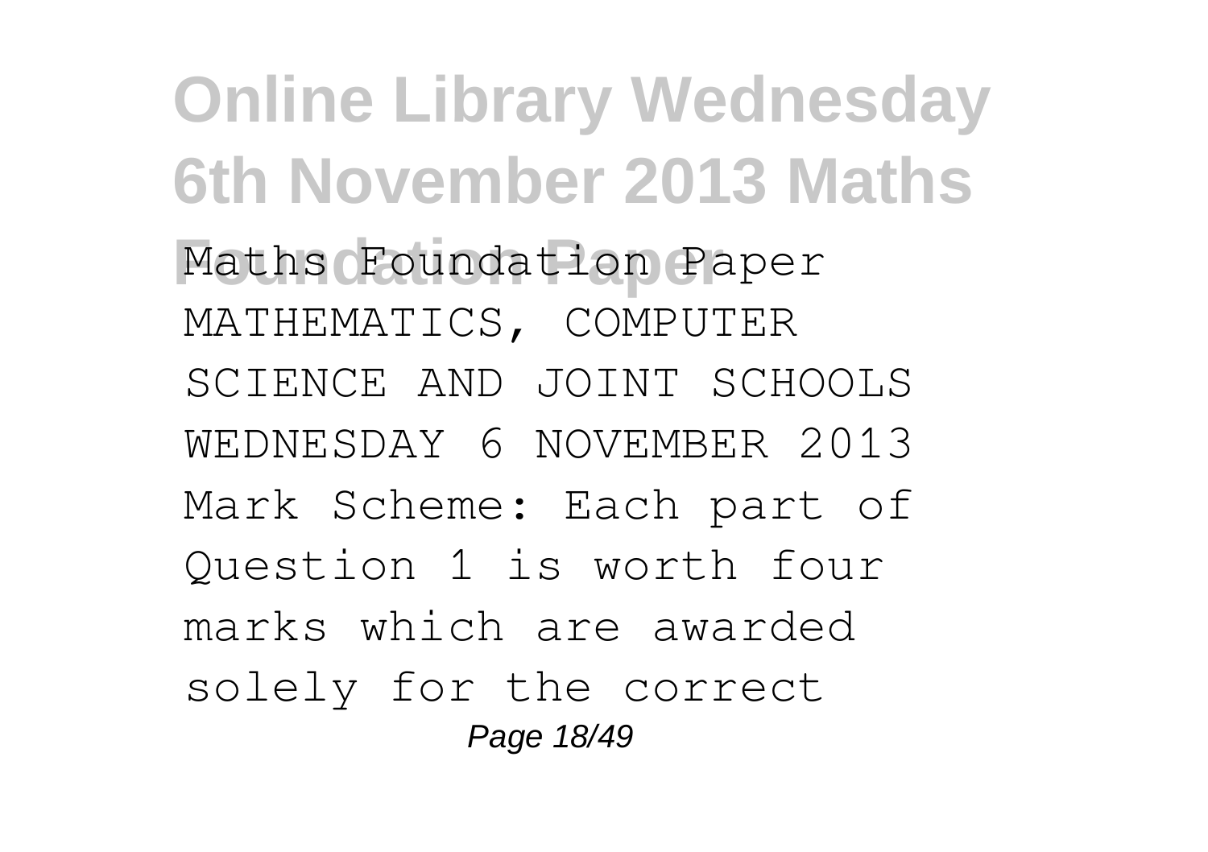Maths Foundation Paper MATHEMATICS, COMPUTER SCIENCE AND JOINT SCHOOLS WEDNESDAY 6 NOVEMBER 2013 Mark Scheme: Each part of Question 1 is worth four marks which are awarded solely for the correct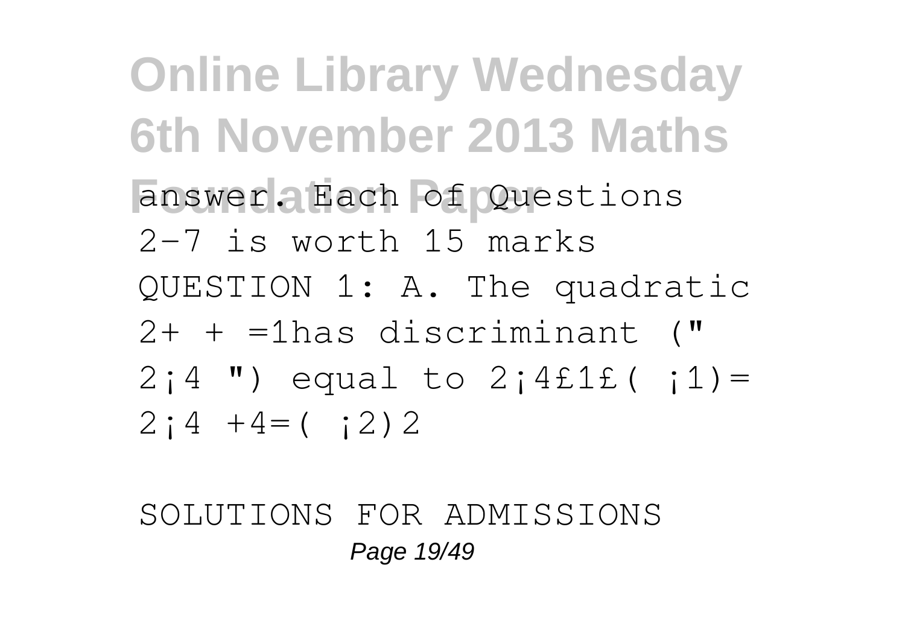answer. Each of Questions
2–7 is worth 15 marks
QUESTION 1: A. The quadratic
2+ + =1has discriminant ("
2¡4 ") equal to 2¡4£1£( ¡1)=
2¡4 +4=( ¡2)2

SOLUTIONS FOR ADMISSIONS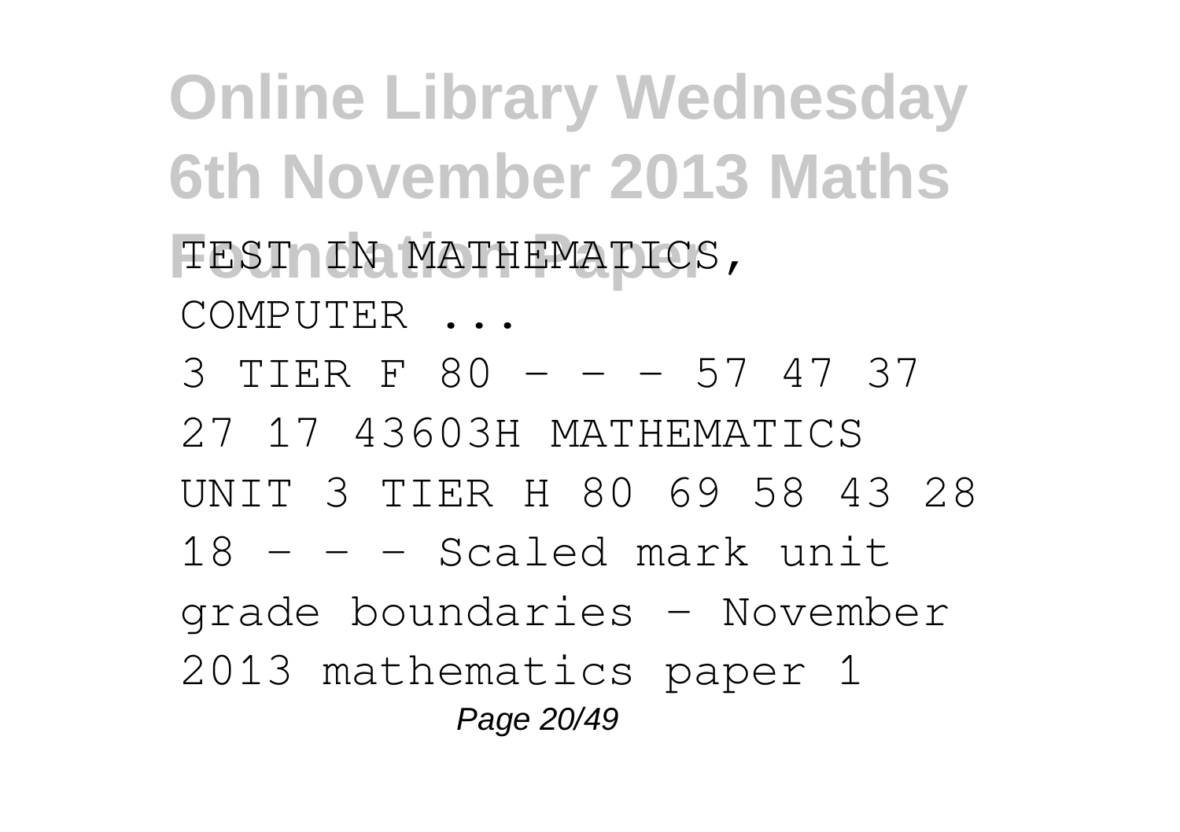TEST IN MATHEMATICS, COMPUTER ...

3 TIER F 80 - - - 57 47 37 27 17 43603H MATHEMATICS UNIT 3 TIER H 80 69 58 43 28 18 - - - Scaled mark unit grade boundaries - November 2013 mathematics paper 1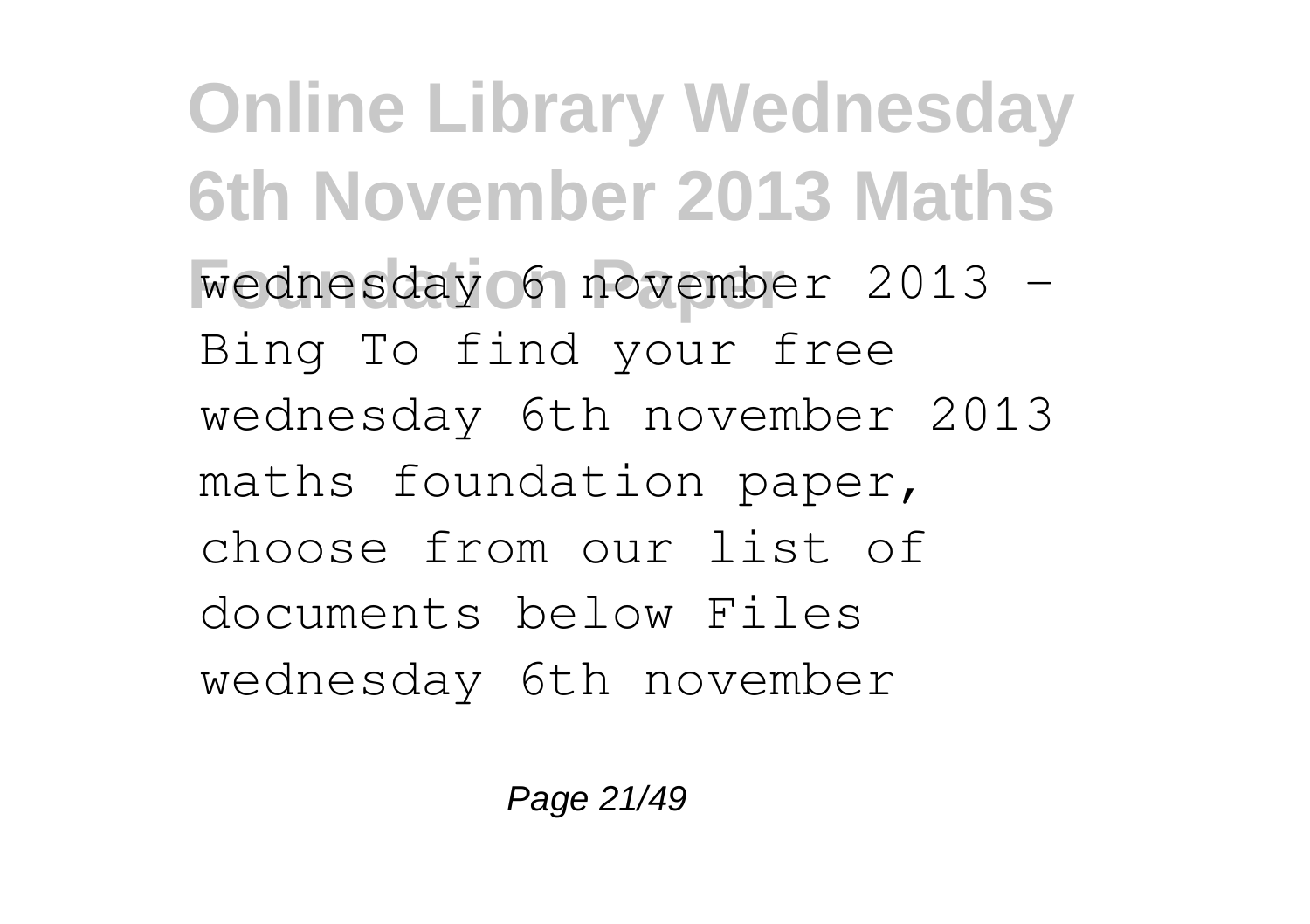wednesday 6 november 2013 - Bing To find your free wednesday 6th november 2013 maths foundation paper, choose from our list of documents below Files wednesday 6th november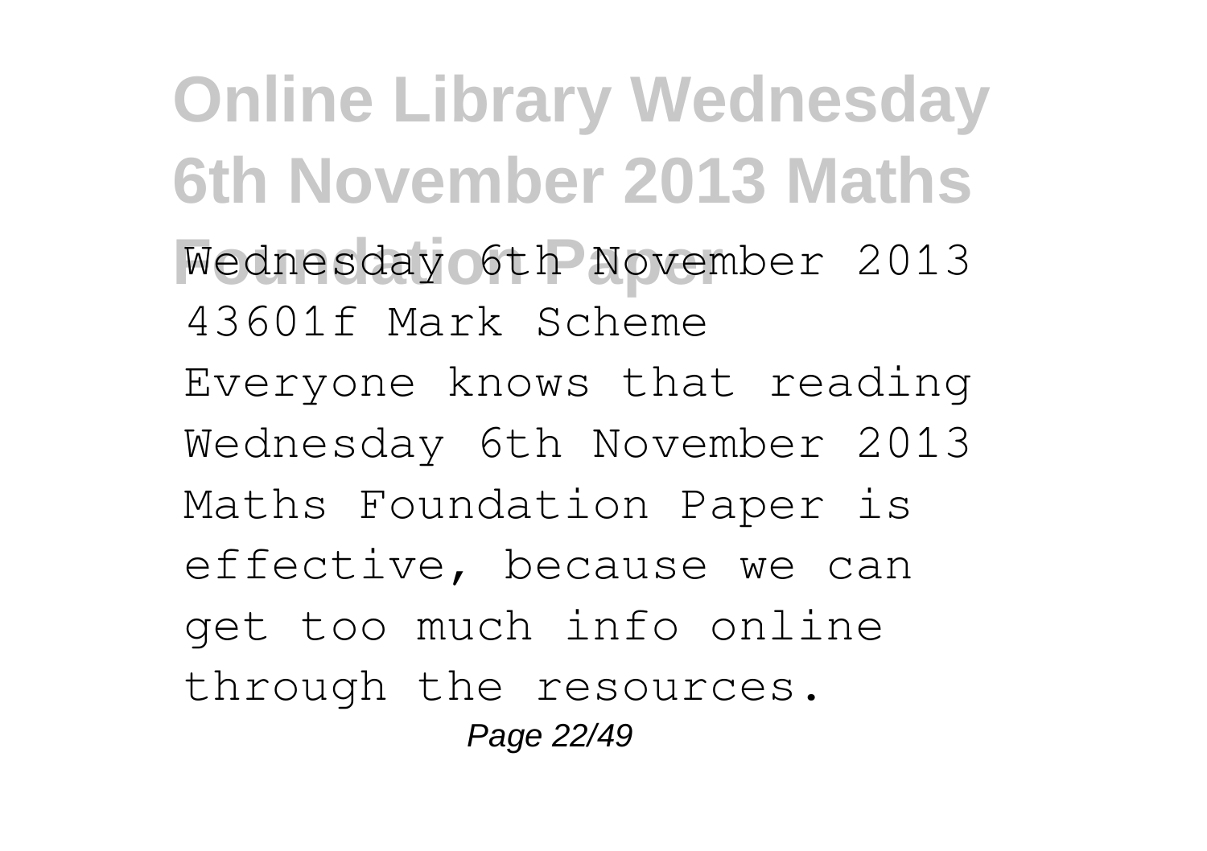Wednesday 6th November 2013 43601f Mark Scheme

Everyone knows that reading Wednesday 6th November 2013 Maths Foundation Paper is effective, because we can get too much info online through the resources.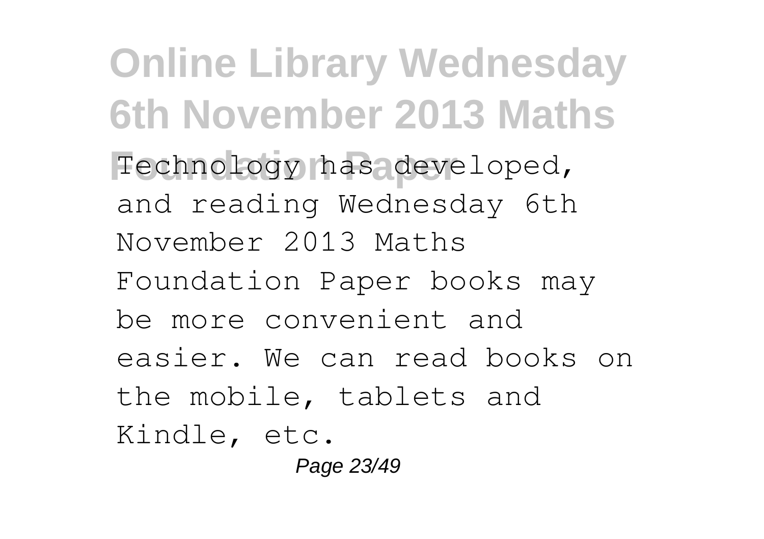Technology has developed, and reading Wednesday 6th November 2013 Maths Foundation Paper books may be more convenient and easier. We can read books on the mobile, tablets and Kindle, etc.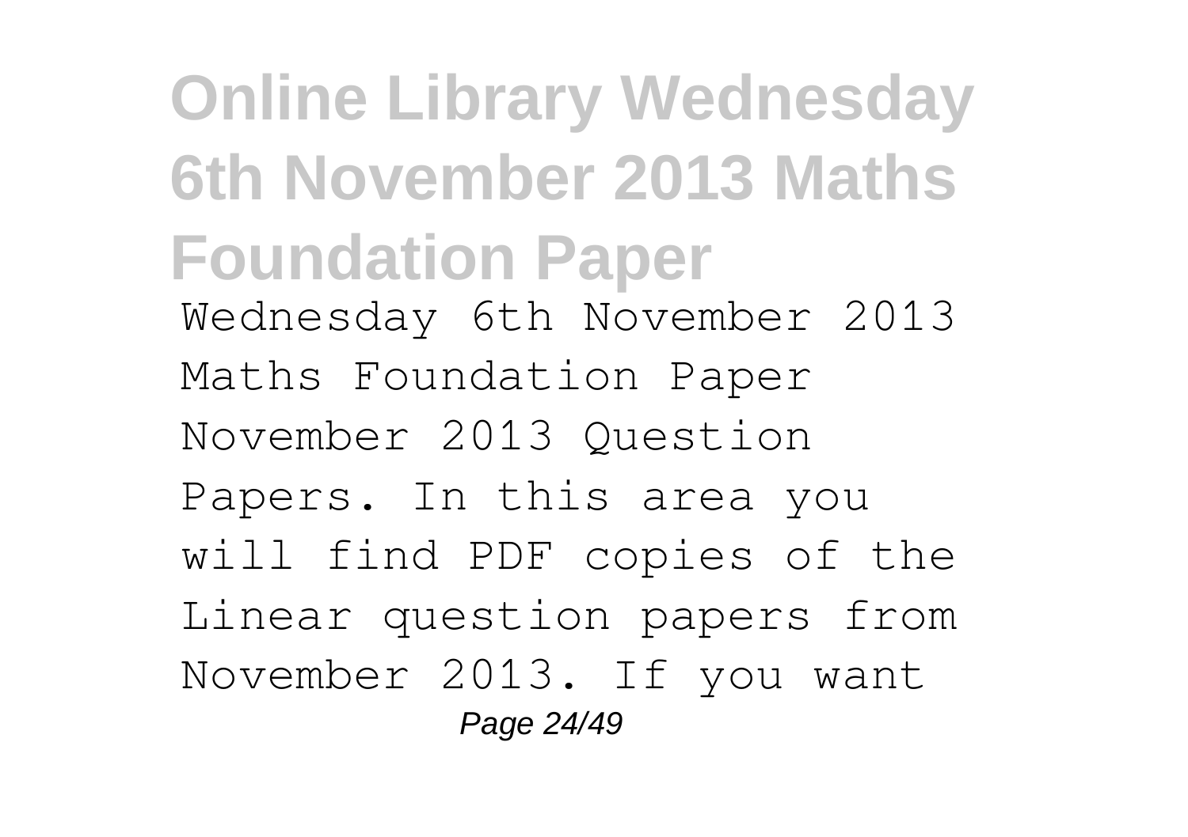Wednesday 6th November 2013 Maths Foundation Paper November 2013 Question Papers. In this area you will find PDF copies of the Linear question papers from November 2013. If you want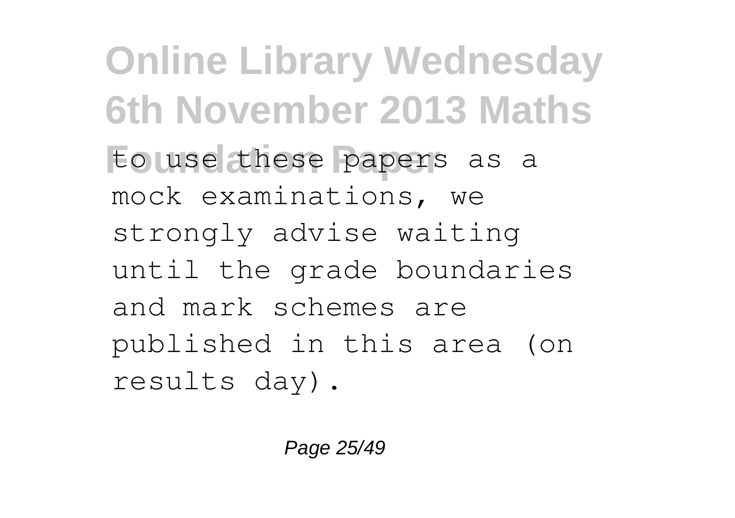to use these papers as a mock examinations, we strongly advise waiting until the grade boundaries and mark schemes are published in this area (on results day).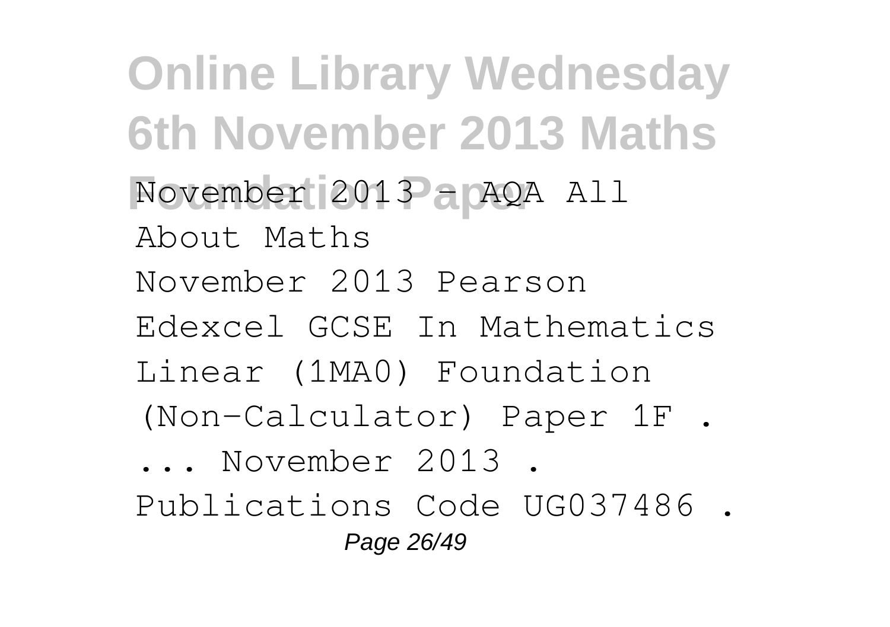November 2013 - AQA All About Maths

November 2013 Pearson Edexcel GCSE In Mathematics Linear (1MA0) Foundation (Non-Calculator) Paper 1F . ... November 2013 . Publications Code UG037486 .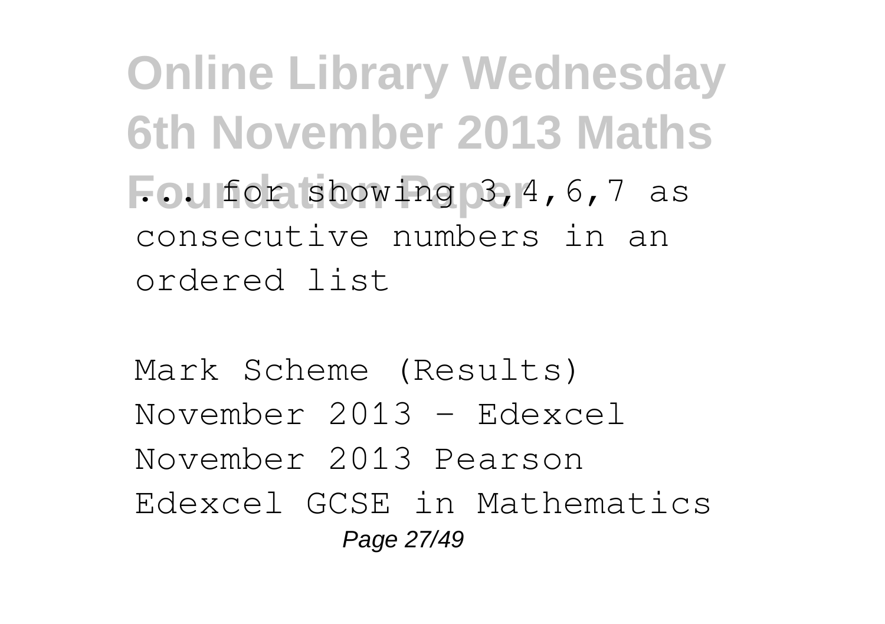... for showing 3,4,6,7 as consecutive numbers in an ordered list

Mark Scheme (Results) November 2013 - Edexcel November 2013 Pearson Edexcel GCSE in Mathematics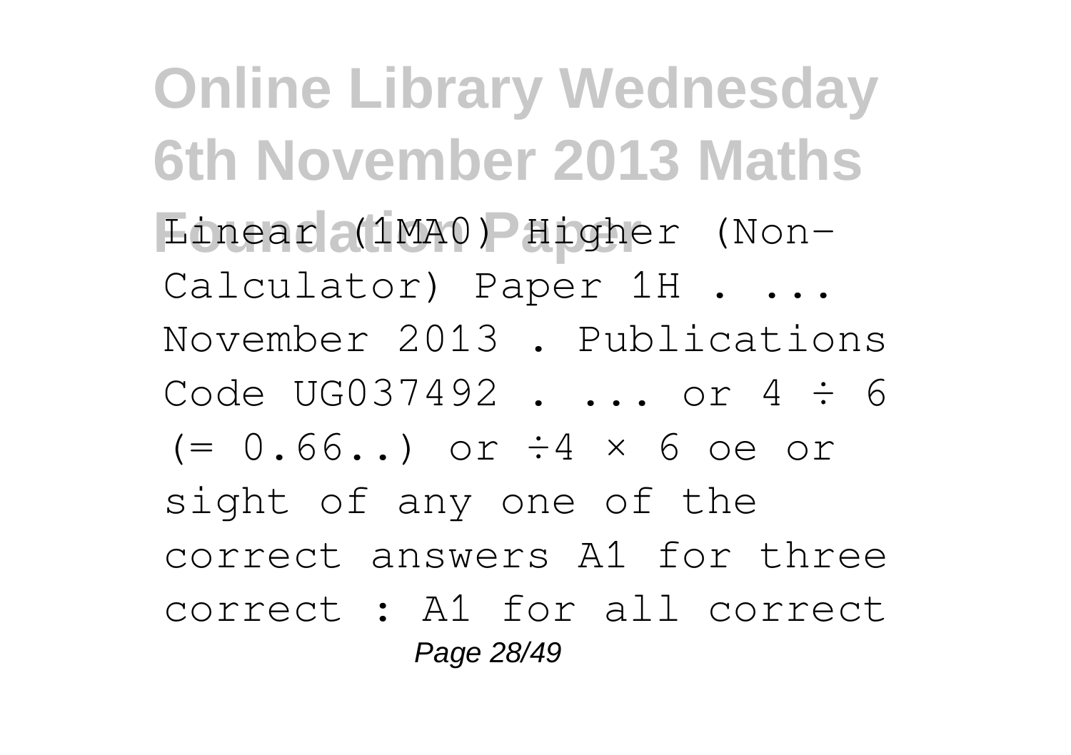Linear (1MA0) Higher (Non-Calculator) Paper 1H . ... November 2013 . Publications Code UG037492 . ... or $4 \div 6$ $(= 0.66..)$ or $\div 4 \times 6$ oe or sight of any one of the correct answers A1 for three correct : A1 for all correct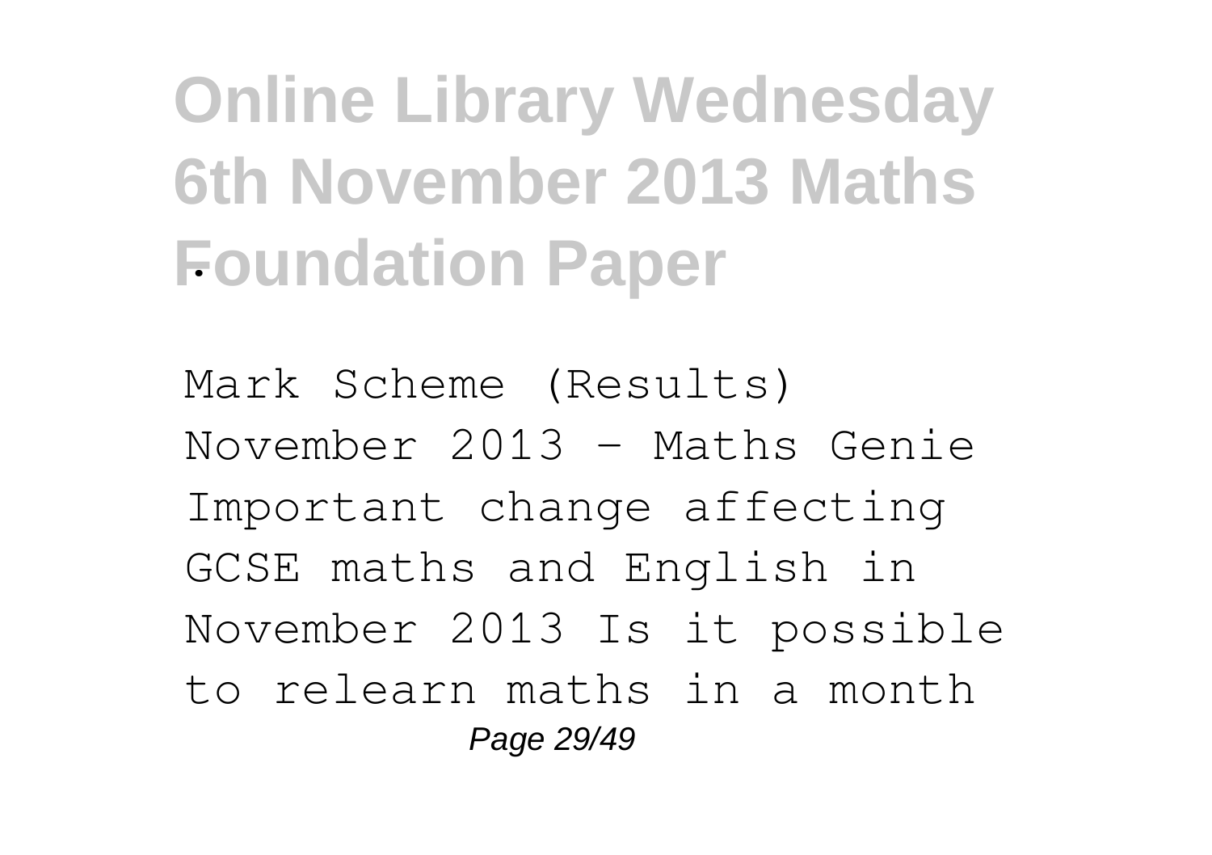# Online Library Wednesday 6th November 2013 Maths Foundation Paper

Mark Scheme (Results) November 2013 - Maths Genie Important change affecting GCSE maths and English in November 2013 Is it possible to relearn maths in a month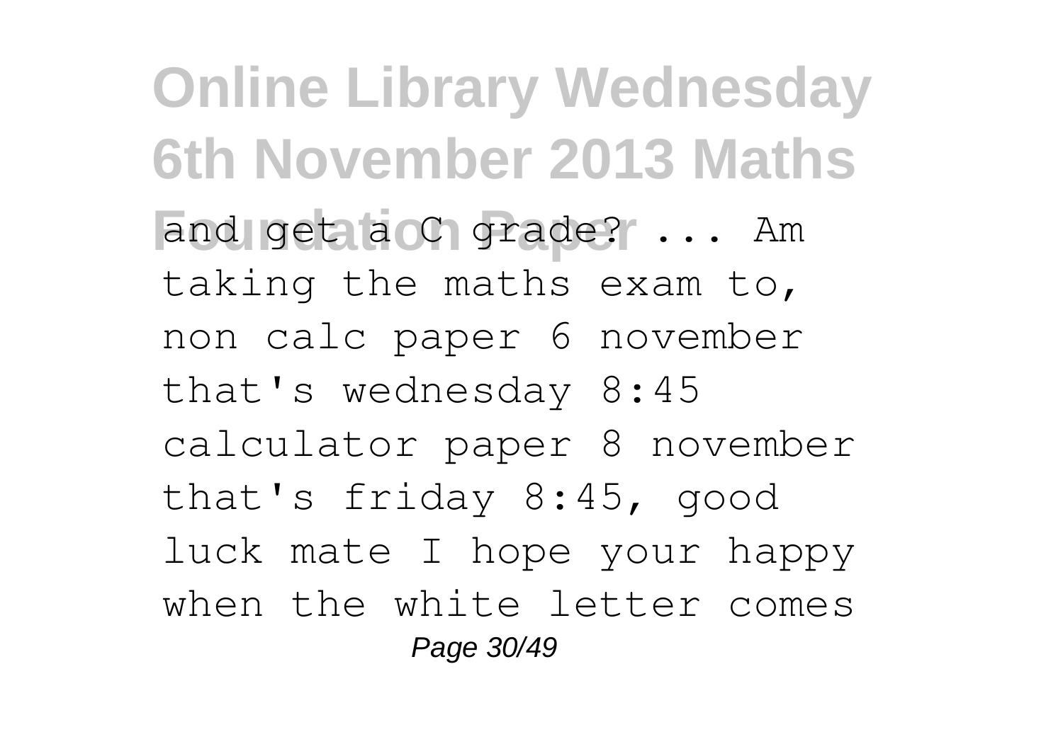and get a C grade? ... Am taking the maths exam to, non calc paper 6 november that's wednesday 8:45 calculator paper 8 november that's friday 8:45, good luck mate I hope your happy when the white letter comes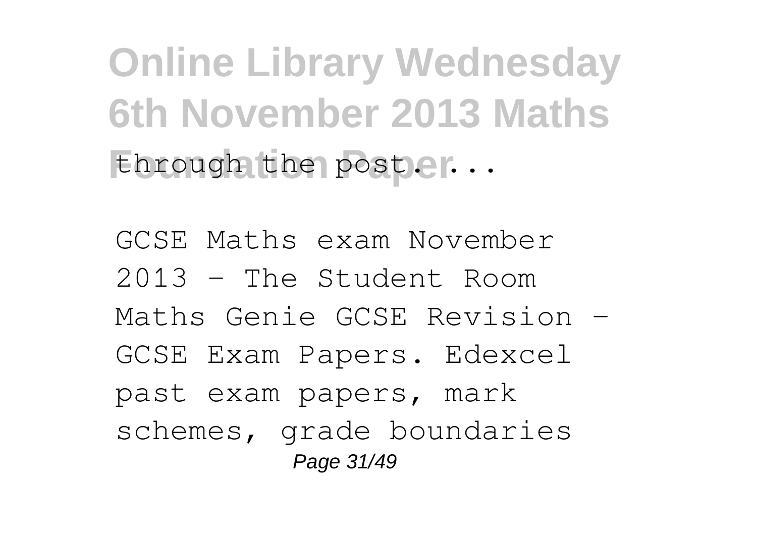through the post. ...

GCSE Maths exam November 2013 - The Student Room
Maths Genie GCSE Revision - GCSE Exam Papers. Edexcel past exam papers, mark schemes, grade boundaries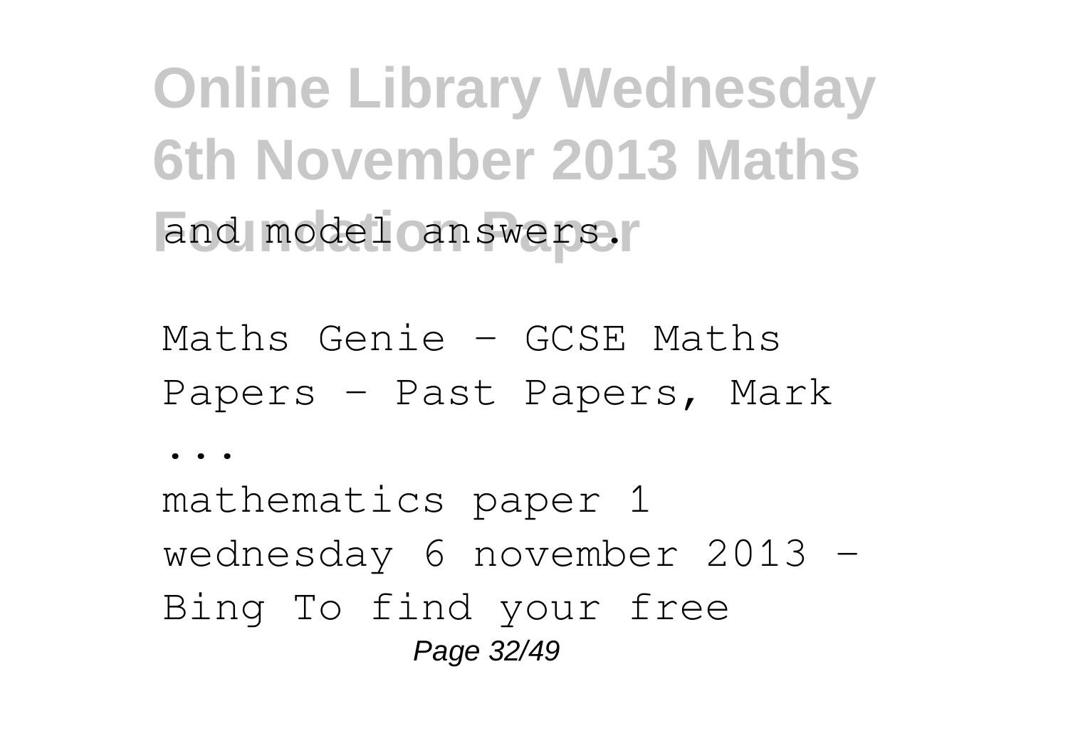and model answers.

Maths Genie - GCSE Maths Papers - Past Papers, Mark

...

mathematics paper 1 wednesday 6 november 2013 - Bing To find your free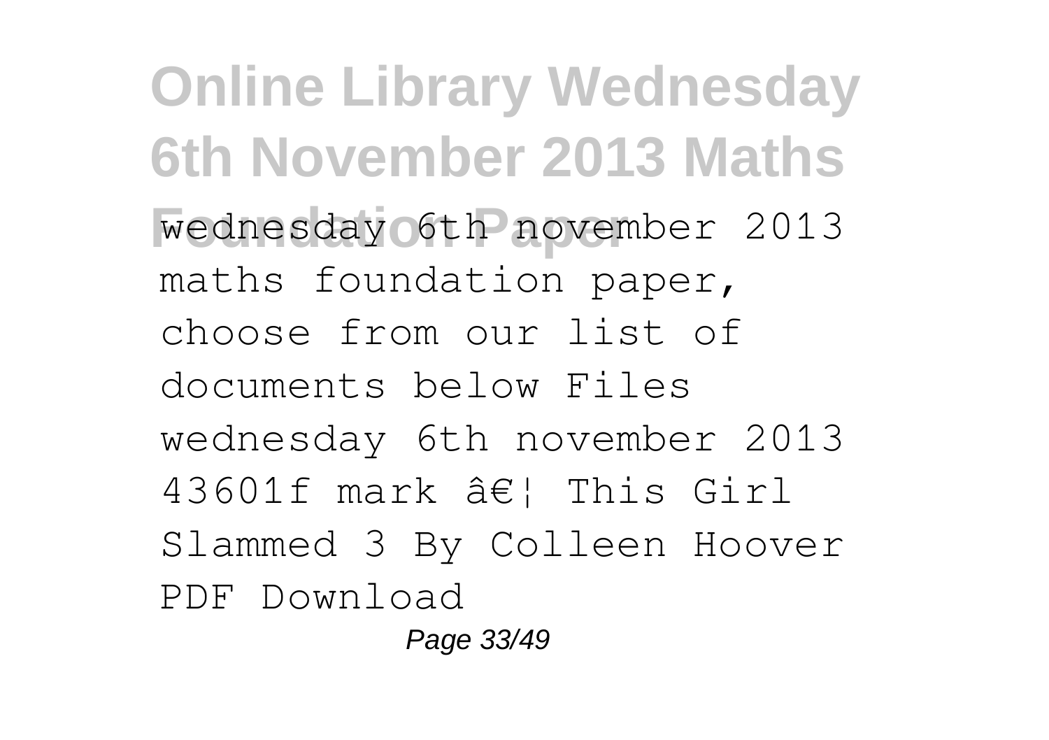wednesday 6th november 2013 maths foundation paper, choose from our list of documents below Files wednesday 6th november 2013 43601f mark â€¦ This Girl Slammed 3 By Colleen Hoover PDF Download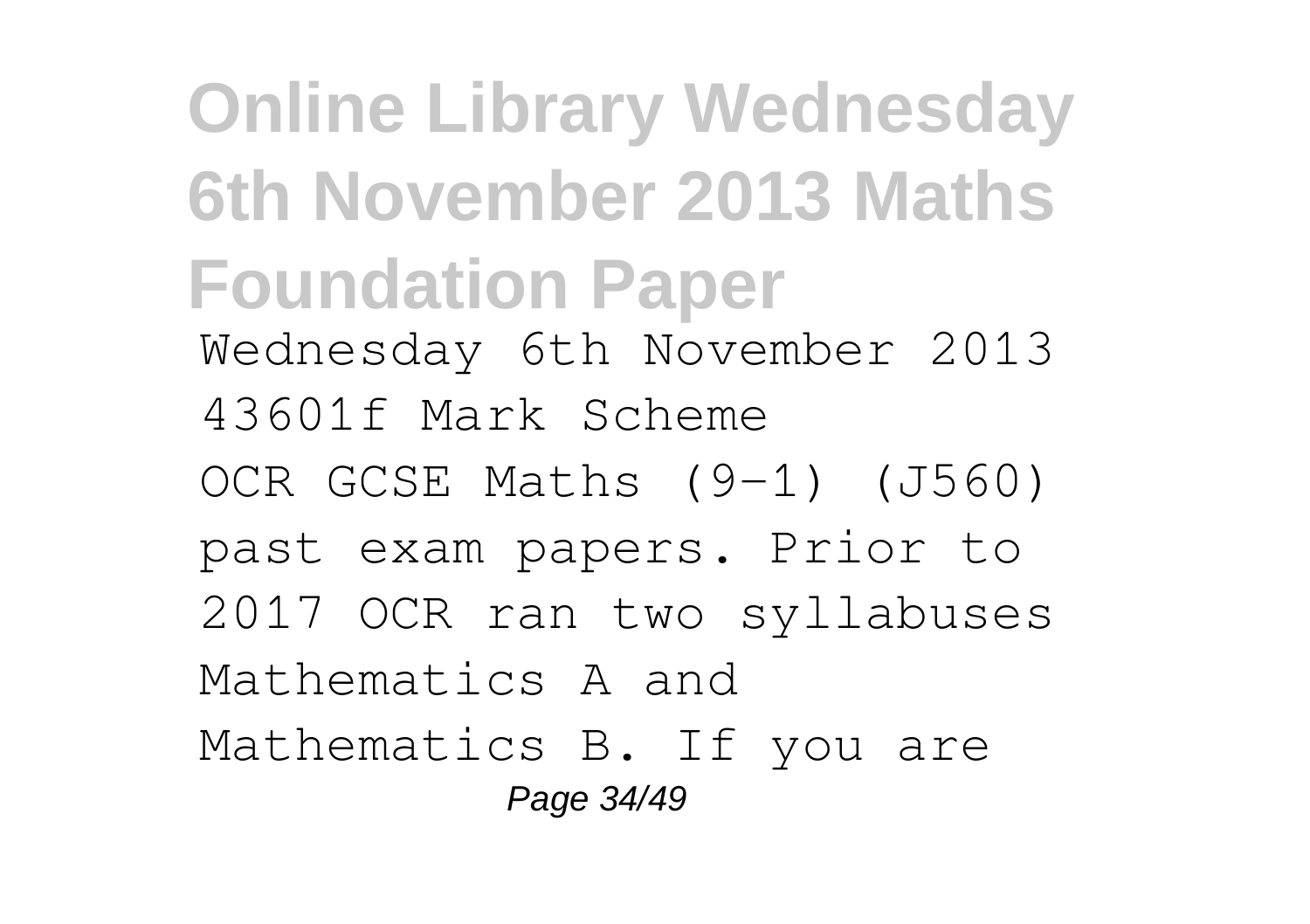Wednesday 6th November 2013 43601f Mark Scheme

OCR GCSE Maths (9-1) (J560) past exam papers. Prior to 2017 OCR ran two syllabuses Mathematics A and Mathematics B. If you are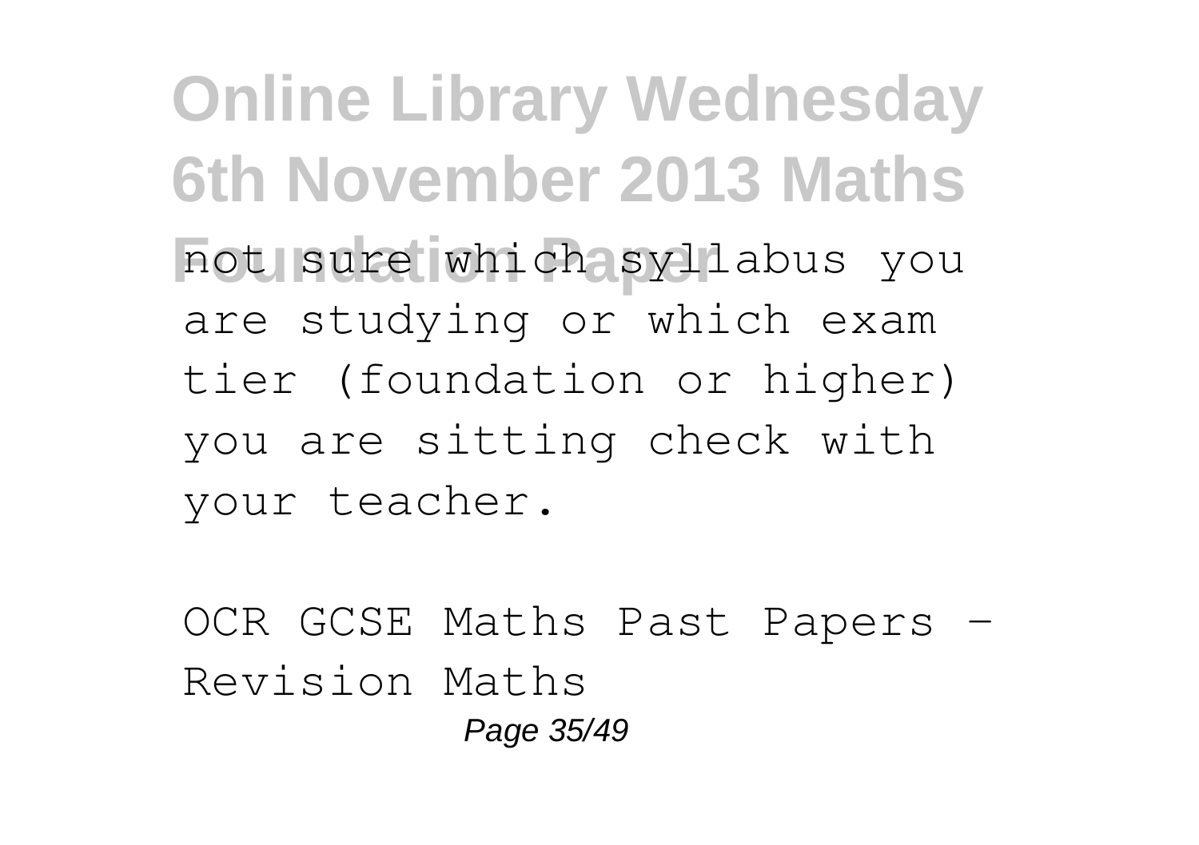not sure which syllabus you are studying or which exam tier (foundation or higher) you are sitting check with your teacher.

OCR GCSE Maths Past Papers - Revision Maths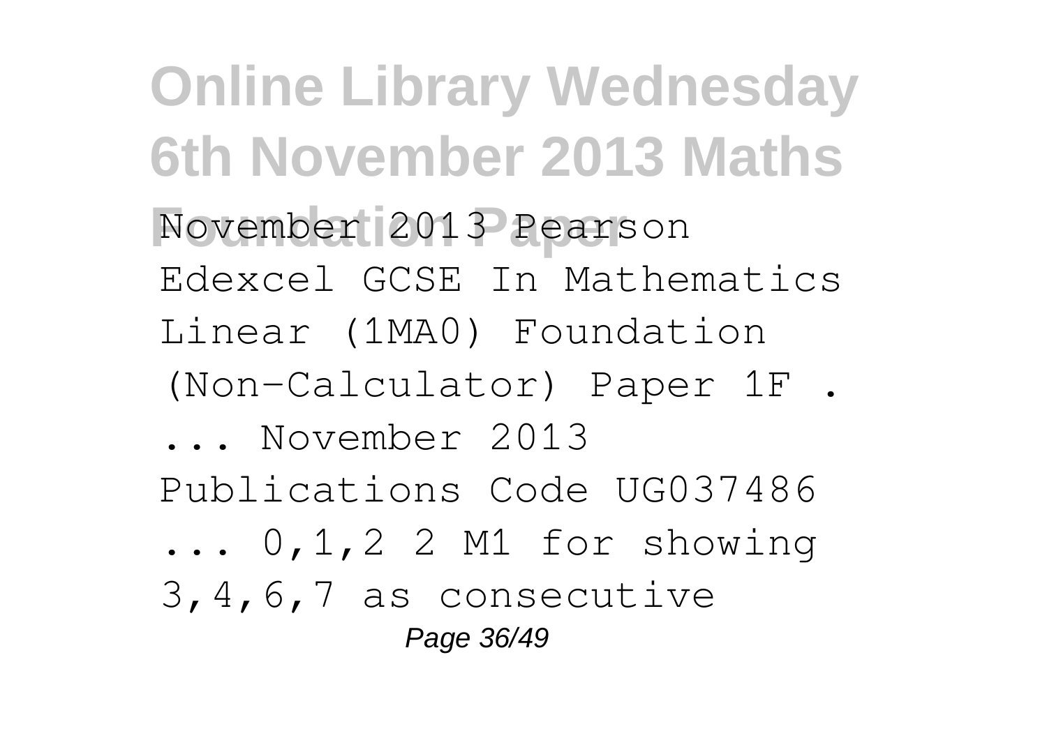November 2013 Pearson Edexcel GCSE In Mathematics Linear (1MA0) Foundation (Non-Calculator) Paper 1F . ... November 2013 Publications Code UG037486 ... 0,1,2 2 M1 for showing 3,4,6,7 as consecutive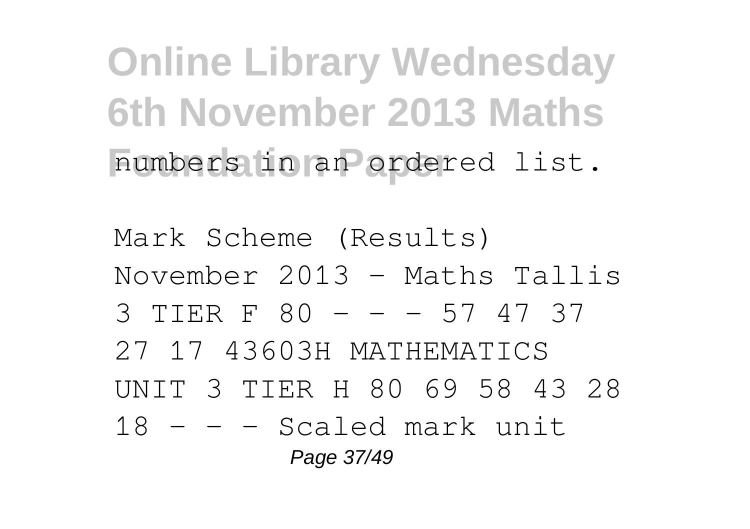numbers in an ordered list.

Mark Scheme (Results) November 2013 - Maths Tallis 3 TIER F 80 - - - 57 47 37 27 17 43603H MATHEMATICS UNIT 3 TIER H 80 69 58 43 28 18 - - - Scaled mark unit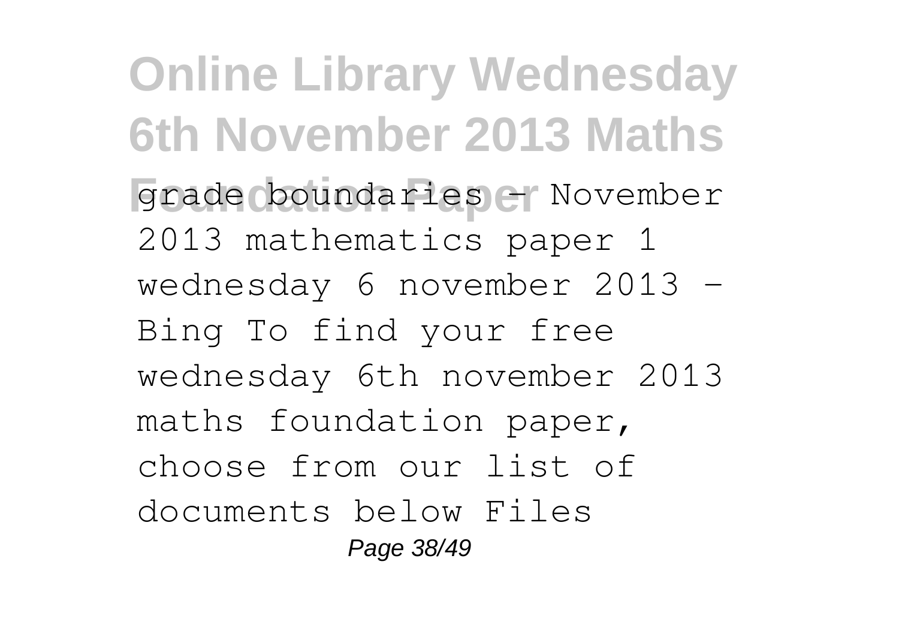grade boundaries - November 2013 mathematics paper 1 wednesday 6 november 2013 - Bing To find your free wednesday 6th november 2013 maths foundation paper, choose from our list of documents below Files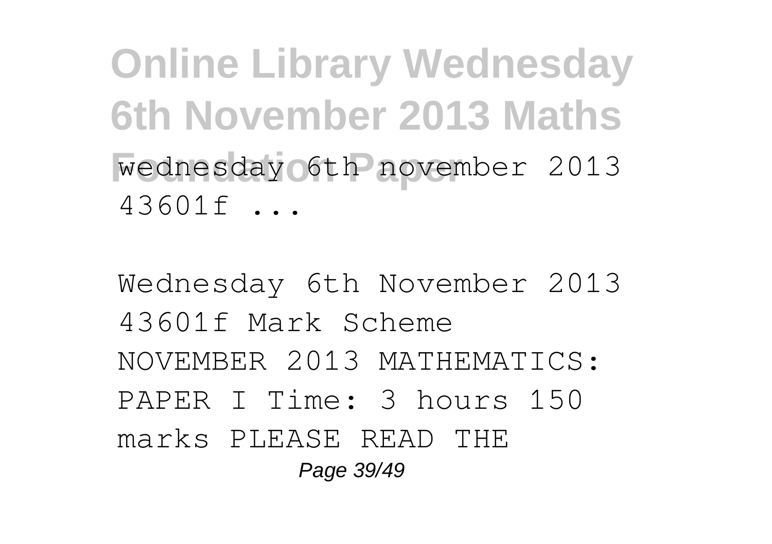wednesday 6th november 2013 43601f ...

Wednesday 6th November 2013 43601f Mark Scheme NOVEMBER 2013 MATHEMATICS: PAPER I Time: 3 hours 150 marks PLEASE READ THE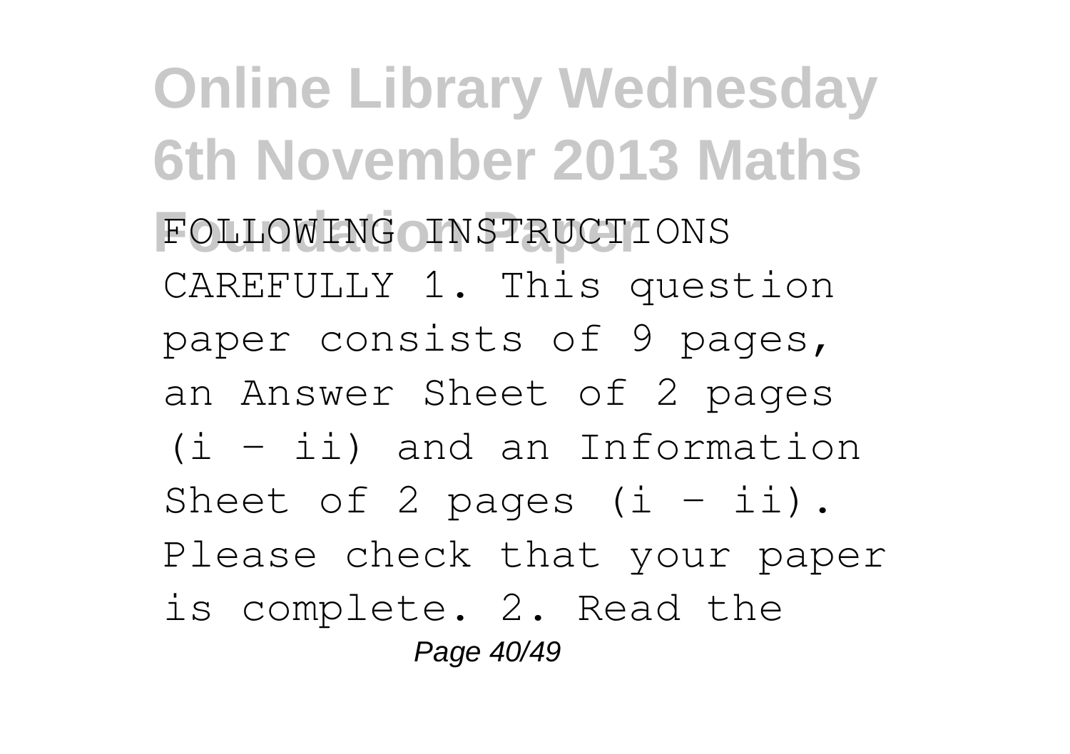FOLLOWING INSTRUCTIONS CAREFULLY 1. This question paper consists of 9 pages, an Answer Sheet of 2 pages (i – ii) and an Information Sheet of 2 pages (i – ii). Please check that your paper is complete. 2. Read the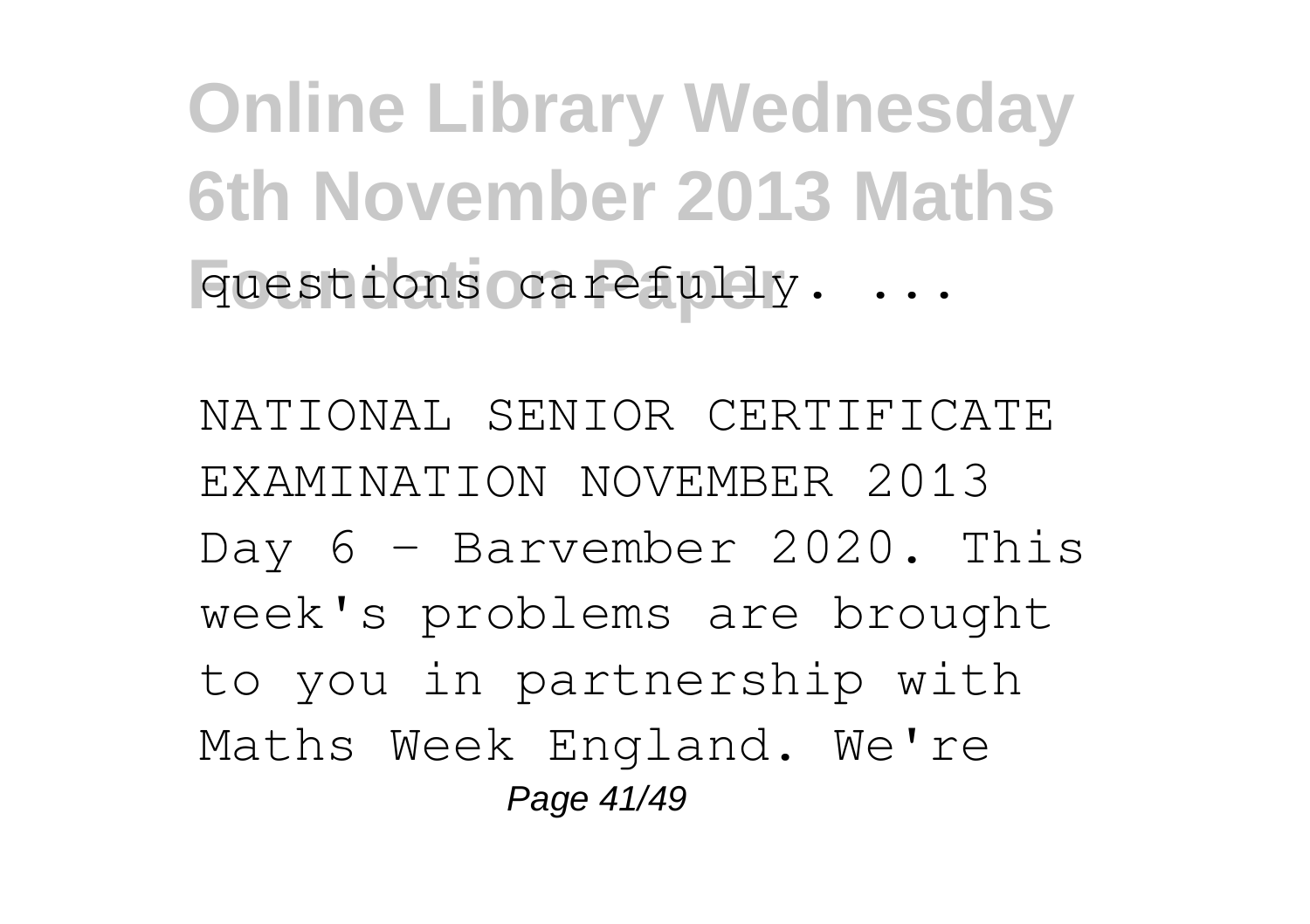questions carefully. ...

NATIONAL SENIOR CERTIFICATE EXAMINATION NOVEMBER 2013 Day 6 - Barvember 2020. This week's problems are brought to you in partnership with Maths Week England. We're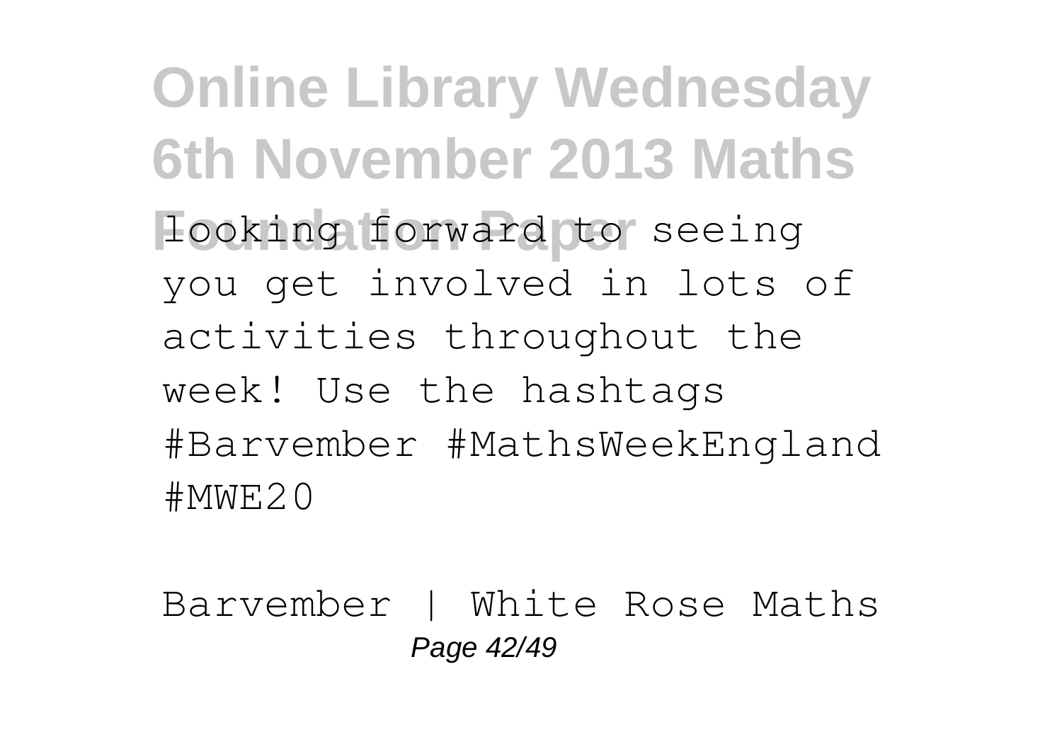looking forward to seeing you get involved in lots of activities throughout the week! Use the hashtags #Barvember #MathsWeekEngland #MWE20

Barvember | White Rose Maths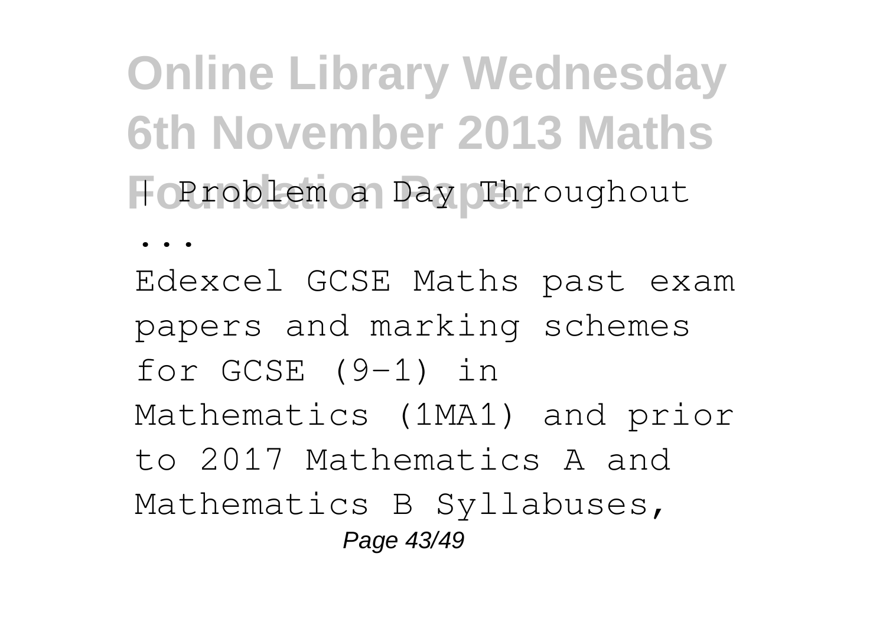| Problem a Day Throughout

...

Edexcel GCSE Maths past exam papers and marking schemes for GCSE (9-1) in Mathematics (1MA1) and prior to 2017 Mathematics A and Mathematics B Syllabuses,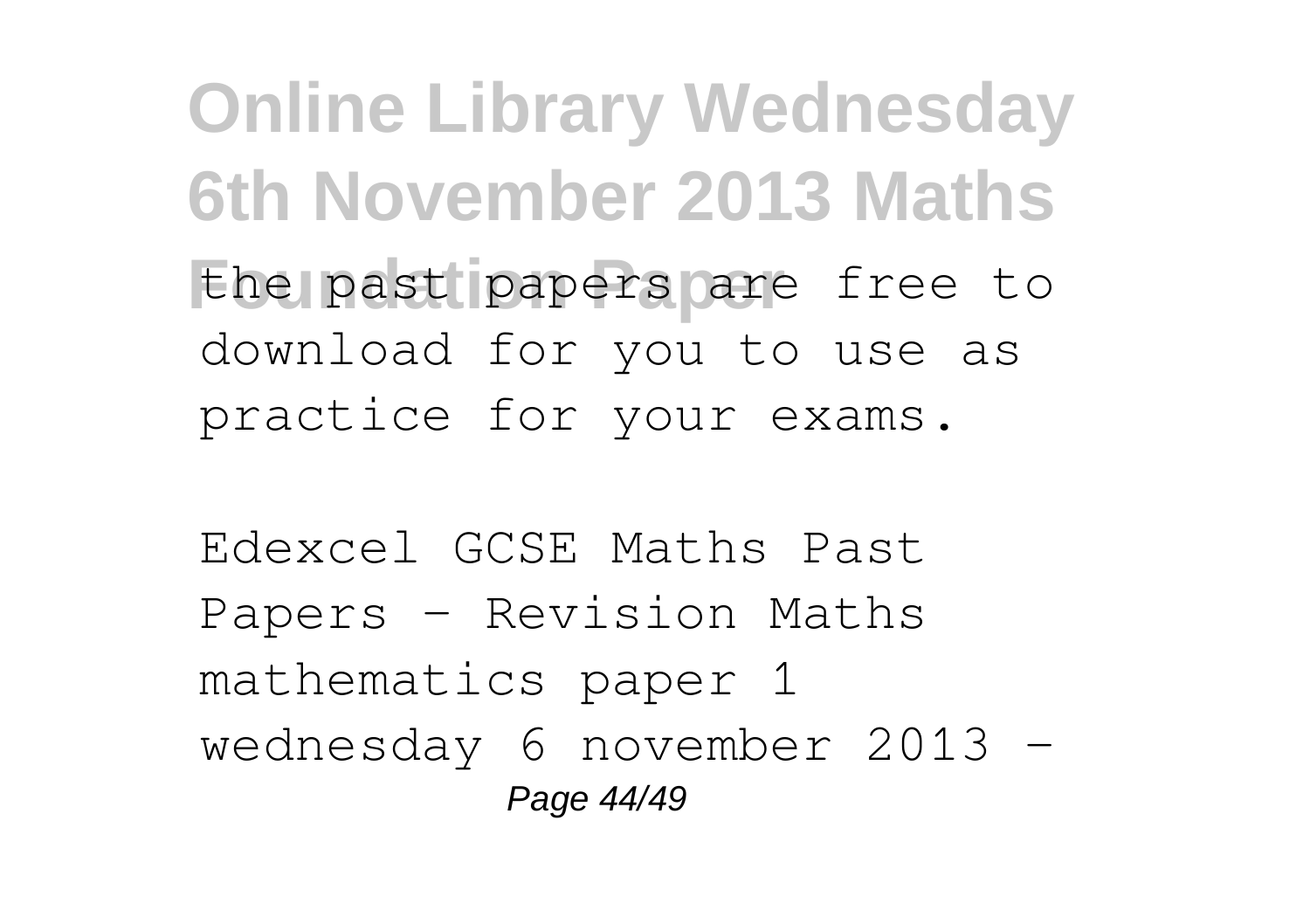the past papers are free to download for you to use as practice for your exams.

Edexcel GCSE Maths Past Papers - Revision Maths mathematics paper 1 wednesday 6 november 2013 -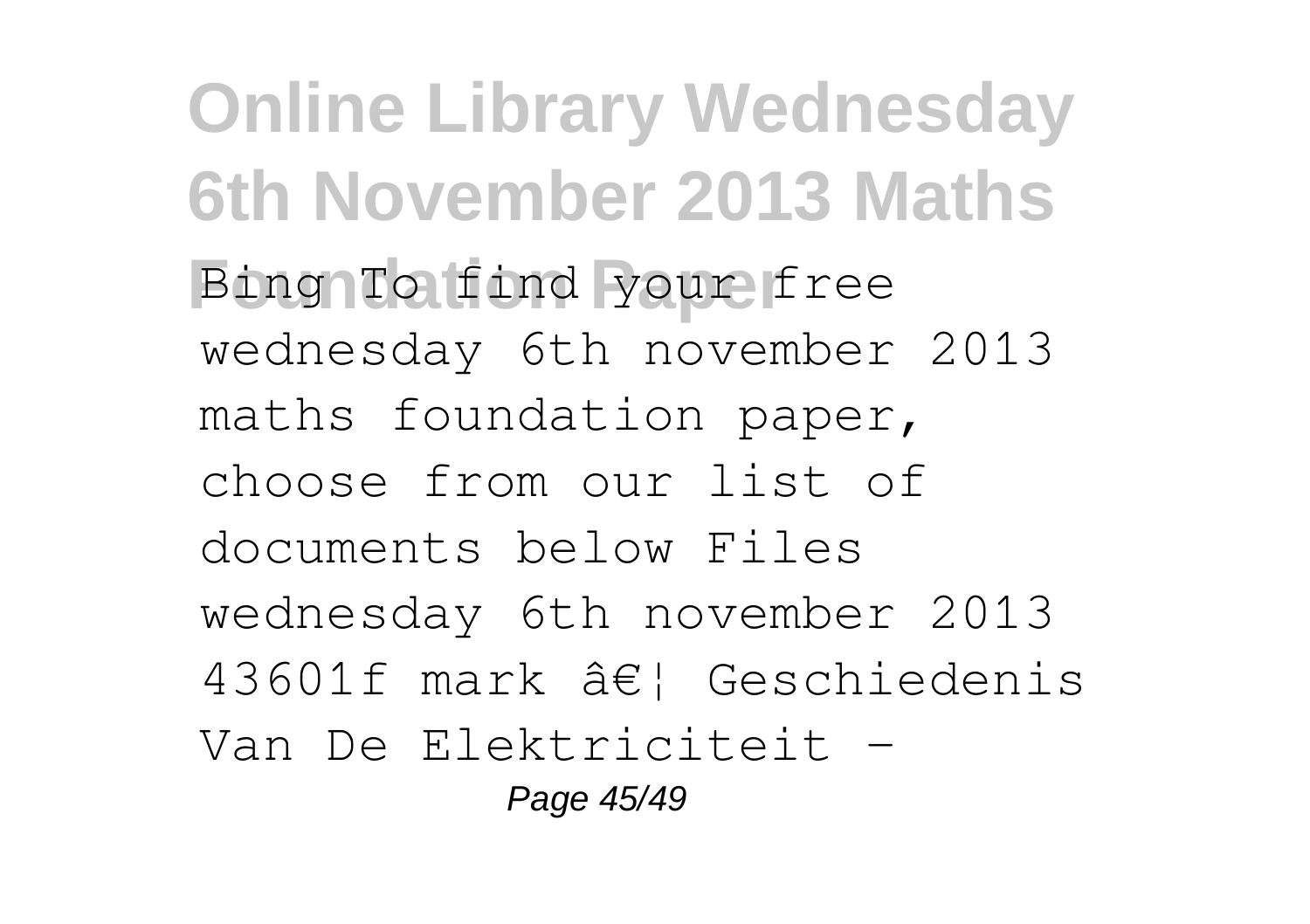Bing To find your free wednesday 6th november 2013 maths foundation paper, choose from our list of documents below Files wednesday 6th november 2013 43601f mark â€¦ Geschiedenis Van De Elektriciteit -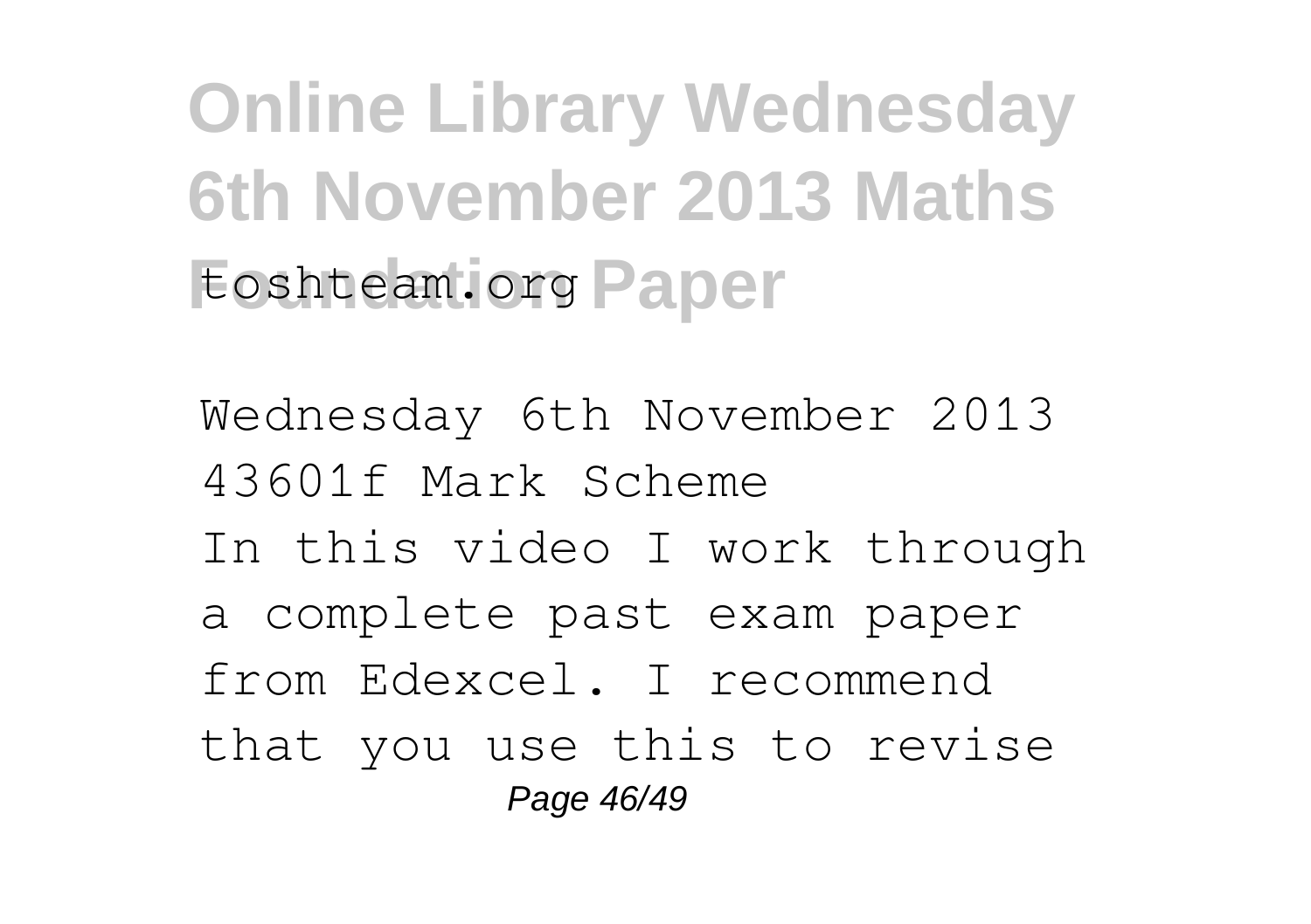toshteam.org

Wednesday 6th November 2013 43601f Mark Scheme

In this video I work through a complete past exam paper from Edexcel. I recommend that you use this to revise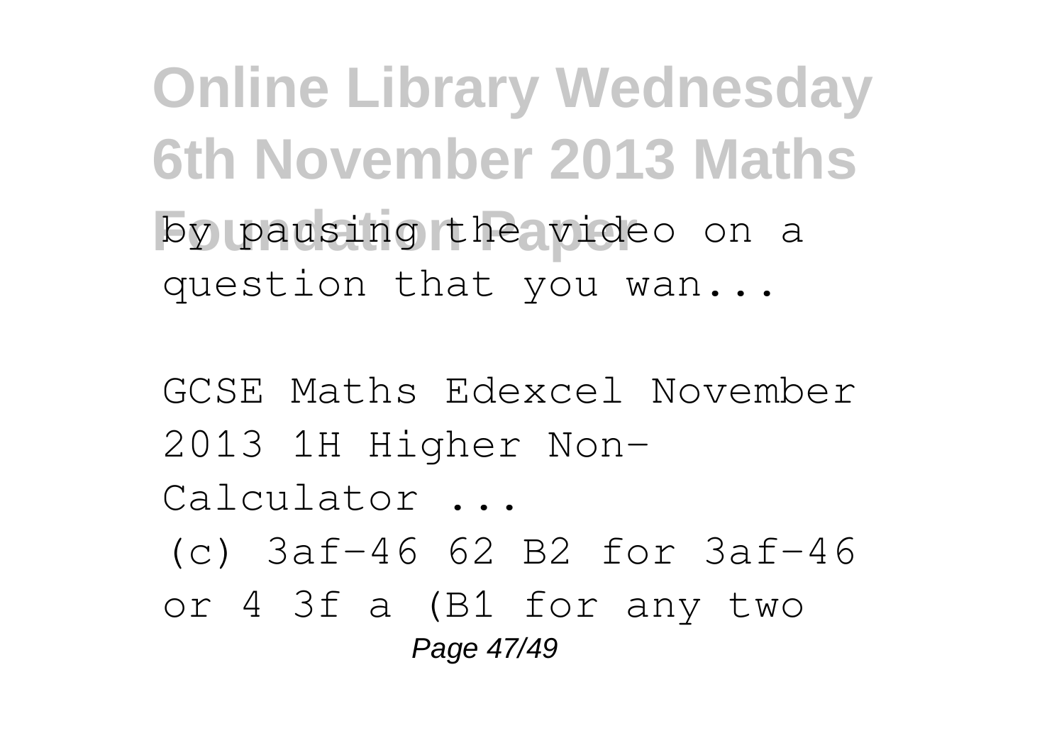by pausing the video on a question that you wan...

GCSE Maths Edexcel November 2013 1H Higher Non-Calculator ...

(c) 3af-46 62 B2 for 3af-46 or 4 3f a (B1 for any two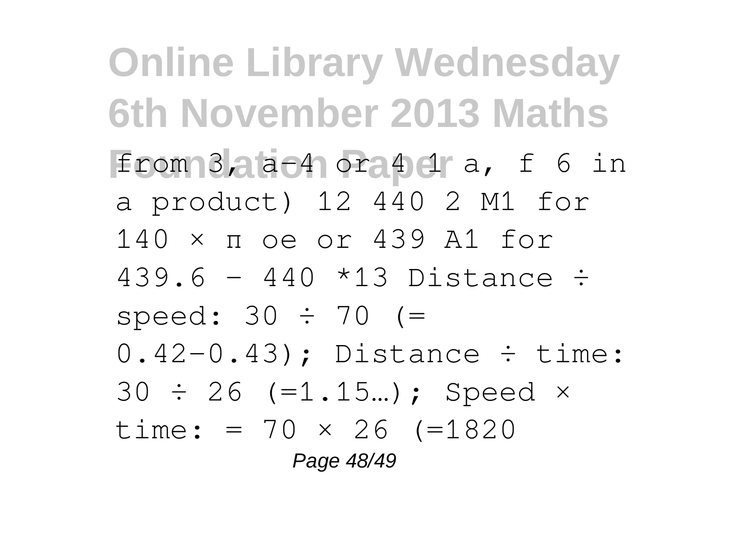from 3, a−4 or 4 1 a, f 6 in a product) 12 440 2 M1 for 140 × π oe or 439 A1 for 439.6 – 440 *13 Distance ÷ speed: 30 ÷ 70 (= 0.42–0.43); Distance ÷ time: 30 ÷ 26 (=1.15…); Speed × time: = 70 × 26 (=1820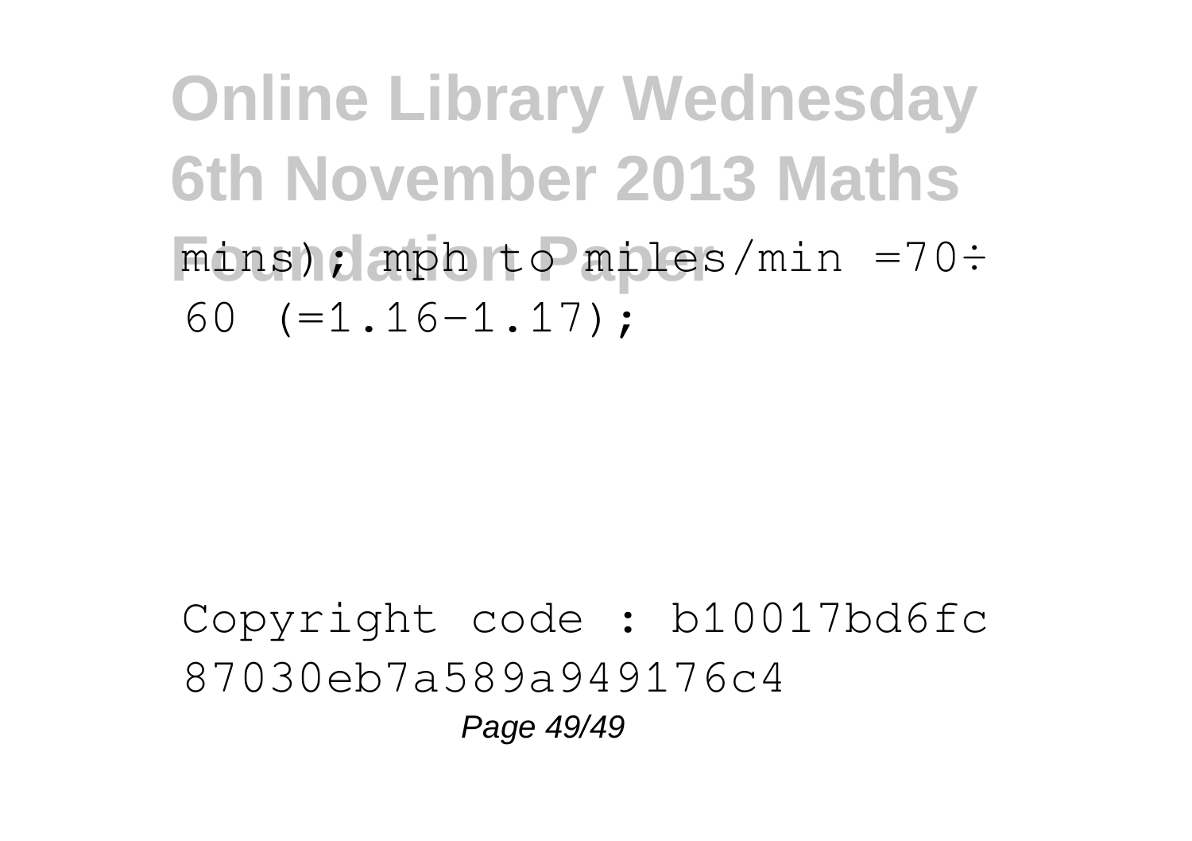mins); mph to miles/min $=70 \div 60$ $(=1.16-1.17)$;

Copyright code : b10017bd6fc87030eb7a589a949176c4